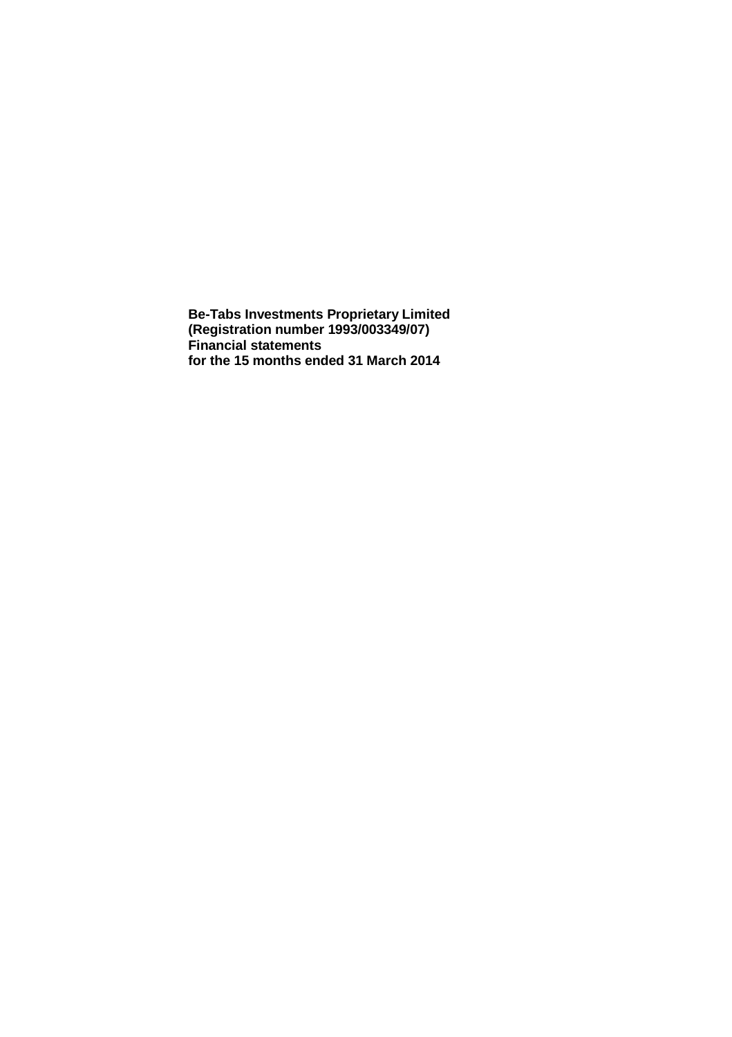**Be-Tabs Investments Proprietary Limited**
**(Registration number 1993/003349/07)**
**Financial statements**
**for the 15 months ended 31 March 2014**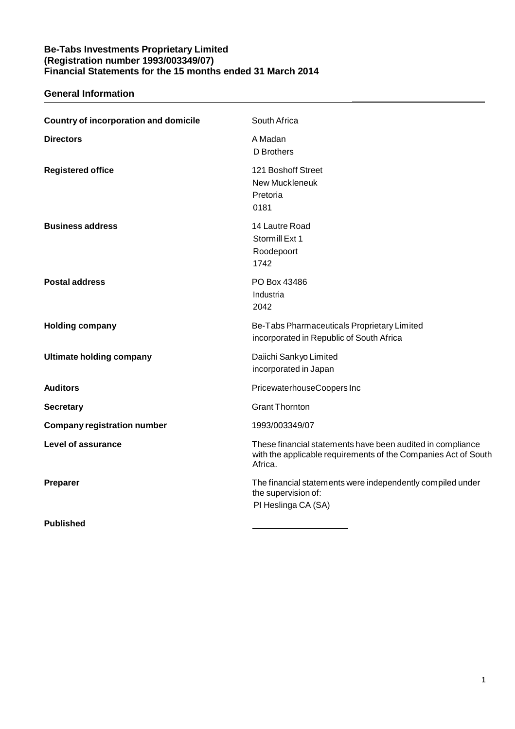**Be-Tabs Investments Proprietary Limited**
**(Registration number 1993/003349/07)**
**Financial Statements for the 15 months ended 31 March 2014**

## General Information

| | |
|---|---|
| **Country of incorporation and domicile** | South Africa |
| **Directors** | A Madan<br>D Brothers |
| **Registered office** | 121 Boshoff Street<br>New Muckleneuk<br>Pretoria<br>0181 |
| **Business address** | 14 Lautre Road<br>Stormill Ext 1<br>Roodepoort<br>1742 |
| **Postal address** | PO Box 43486<br>Industria<br>2042 |
| **Holding company** | Be-Tabs Pharmaceuticals Proprietary Limited<br>incorporated in Republic of South Africa |
| **Ultimate holding company** | Daiichi Sankyo Limited<br>incorporated in Japan |
| **Auditors** | PricewaterhouseCoopers Inc |
| **Secretary** | Grant Thornton |
| **Company registration number** | 1993/003349/07 |
| **Level of assurance** | These financial statements have been audited in compliance with the applicable requirements of the Companies Act of South Africa. |
| **Preparer** | The financial statements were independently compiled under the supervision of:<br>PI Heslinga CA (SA) |
| **Published** | |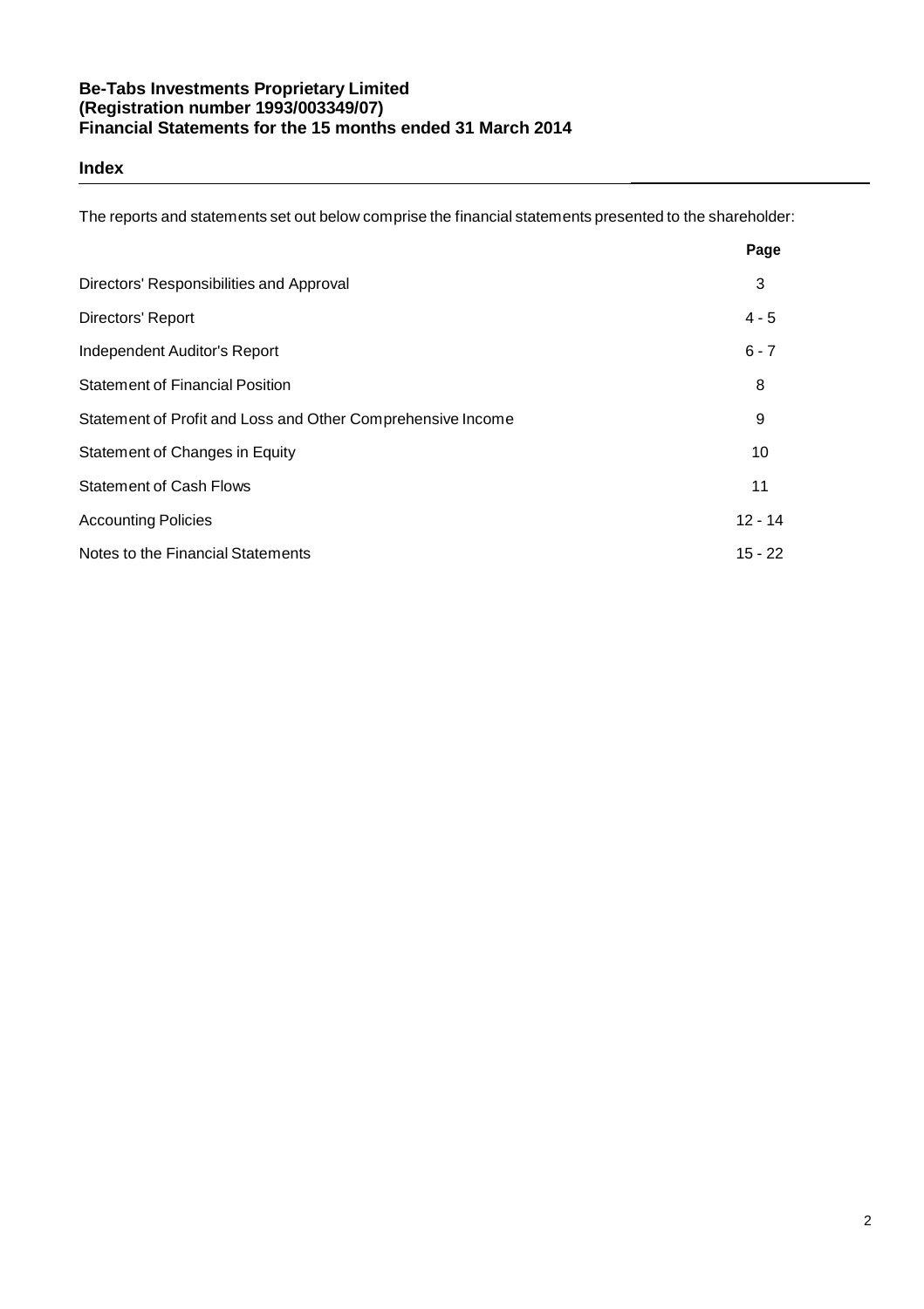**Be-Tabs Investments Proprietary Limited**
**(Registration number 1993/003349/07)**
**Financial Statements for the 15 months ended 31 March 2014**

## Index

The reports and statements set out below comprise the financial statements presented to the shareholder:

| | Page |
|---|---|
| Directors' Responsibilities and Approval | 3 |
| Directors' Report | 4 - 5 |
| Independent Auditor's Report | 6 - 7 |
| Statement of Financial Position | 8 |
| Statement of Profit and Loss and Other Comprehensive Income | 9 |
| Statement of Changes in Equity | 10 |
| Statement of Cash Flows | 11 |
| Accounting Policies | 12 - 14 |
| Notes to the Financial Statements | 15 - 22 |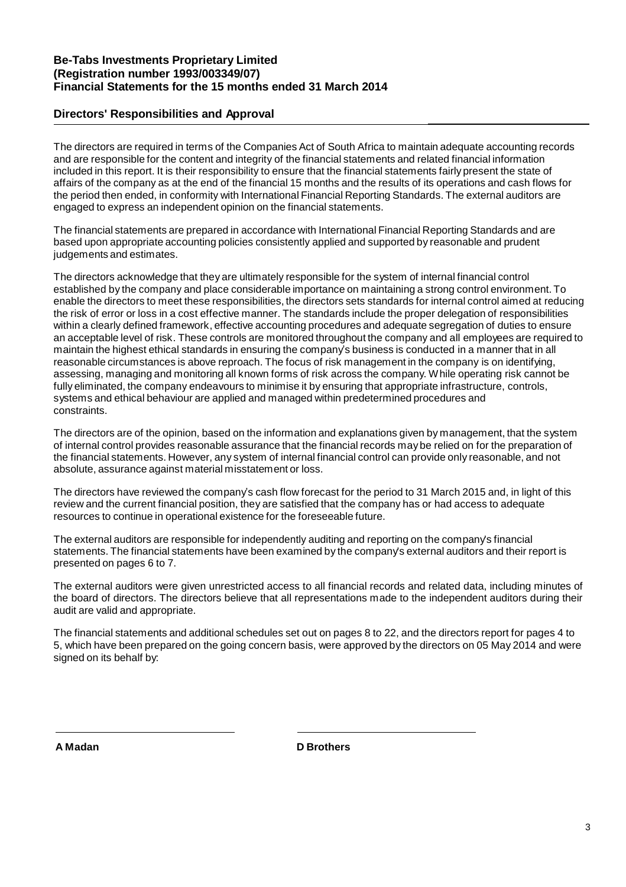**Be-Tabs Investments Proprietary Limited**
**(Registration number 1993/003349/07)**
**Financial Statements for the 15 months ended 31 March 2014**

## Directors' Responsibilities and Approval

The directors are required in terms of the Companies Act of South Africa to maintain adequate accounting records and are responsible for the content and integrity of the financial statements and related financial information included in this report. It is their responsibility to ensure that the financial statements fairly present the state of affairs of the company as at the end of the financial 15 months and the results of its operations and cash flows for the period then ended, in conformity with International Financial Reporting Standards. The external auditors are engaged to express an independent opinion on the financial statements.

The financial statements are prepared in accordance with International Financial Reporting Standards and are based upon appropriate accounting policies consistently applied and supported by reasonable and prudent judgements and estimates.

The directors acknowledge that they are ultimately responsible for the system of internal financial control established by the company and place considerable importance on maintaining a strong control environment. To enable the directors to meet these responsibilities, the directors sets standards for internal control aimed at reducing the risk of error or loss in a cost effective manner. The standards include the proper delegation of responsibilities within a clearly defined framework, effective accounting procedures and adequate segregation of duties to ensure an acceptable level of risk. These controls are monitored throughout the company and all employees are required to maintain the highest ethical standards in ensuring the company's business is conducted in a manner that in all reasonable circumstances is above reproach. The focus of risk management in the company is on identifying, assessing, managing and monitoring all known forms of risk across the company. While operating risk cannot be fully eliminated, the company endeavours to minimise it by ensuring that appropriate infrastructure, controls, systems and ethical behaviour are applied and managed within predetermined procedures and constraints.

The directors are of the opinion, based on the information and explanations given by management, that the system of internal control provides reasonable assurance that the financial records may be relied on for the preparation of the financial statements. However, any system of internal financial control can provide only reasonable, and not absolute, assurance against material misstatement or loss.

The directors have reviewed the company's cash flow forecast for the period to 31 March 2015 and, in light of this review and the current financial position, they are satisfied that the company has or had access to adequate resources to continue in operational existence for the foreseeable future.

The external auditors are responsible for independently auditing and reporting on the company's financial statements. The financial statements have been examined by the company's external auditors and their report is presented on pages 6 to 7.

The external auditors were given unrestricted access to all financial records and related data, including minutes of the board of directors. The directors believe that all representations made to the independent auditors during their audit are valid and appropriate.

The financial statements and additional schedules set out on pages 8 to 22, and the directors report for pages 4 to 5, which have been prepared on the going concern basis, were approved by the directors on 05 May 2014 and were signed on its behalf by:

**A Madan** **D Brothers**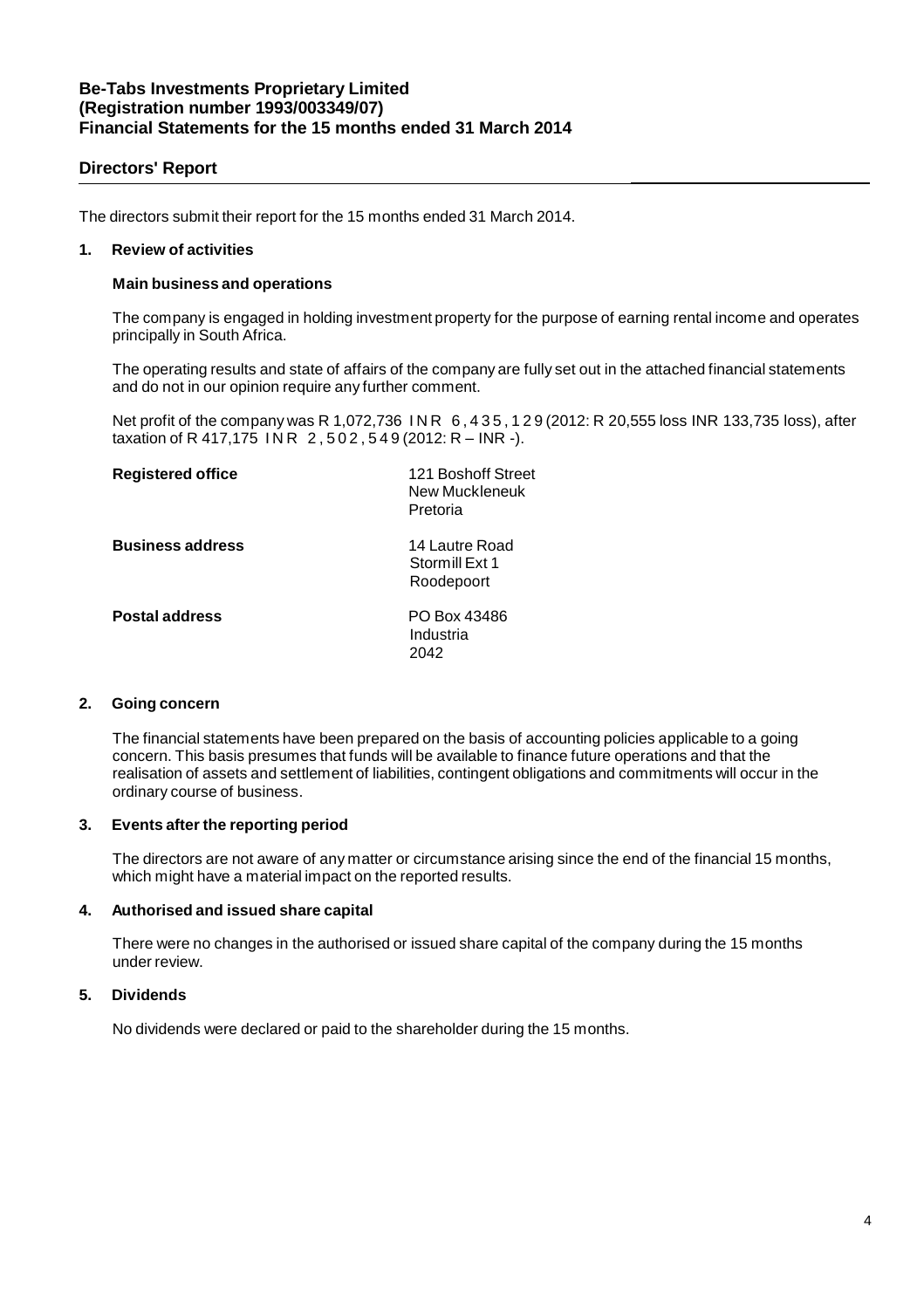**Be-Tabs Investments Proprietary Limited**
**(Registration number 1993/003349/07)**
**Financial Statements for the 15 months ended 31 March 2014**

## Directors' Report

The directors submit their report for the 15 months ended 31 March 2014.

### 1. Review of activities

**Main business and operations**

The company is engaged in holding investment property for the purpose of earning rental income and operates principally in South Africa.

The operating results and state of affairs of the company are fully set out in the attached financial statements and do not in our opinion require any further comment.

Net profit of the company was R 1,072,736 INR 6,435,129 (2012: R 20,555 loss INR 133,735 loss), after taxation of R 417,175 INR 2,502,549 (2012: R – INR -).

| | |
|---|---|
| **Registered office** | 121 Boshoff Street<br>New Muckleneuk<br>Pretoria |
| **Business address** | 14 Lautre Road<br>Stormill Ext 1<br>Roodepoort |
| **Postal address** | PO Box 43486<br>Industria<br>2042 |

### 2. Going concern

The financial statements have been prepared on the basis of accounting policies applicable to a going concern. This basis presumes that funds will be available to finance future operations and that the realisation of assets and settlement of liabilities, contingent obligations and commitments will occur in the ordinary course of business.

### 3. Events after the reporting period

The directors are not aware of any matter or circumstance arising since the end of the financial 15 months, which might have a material impact on the reported results.

### 4. Authorised and issued share capital

There were no changes in the authorised or issued share capital of the company during the 15 months under review.

### 5. Dividends

No dividends were declared or paid to the shareholder during the 15 months.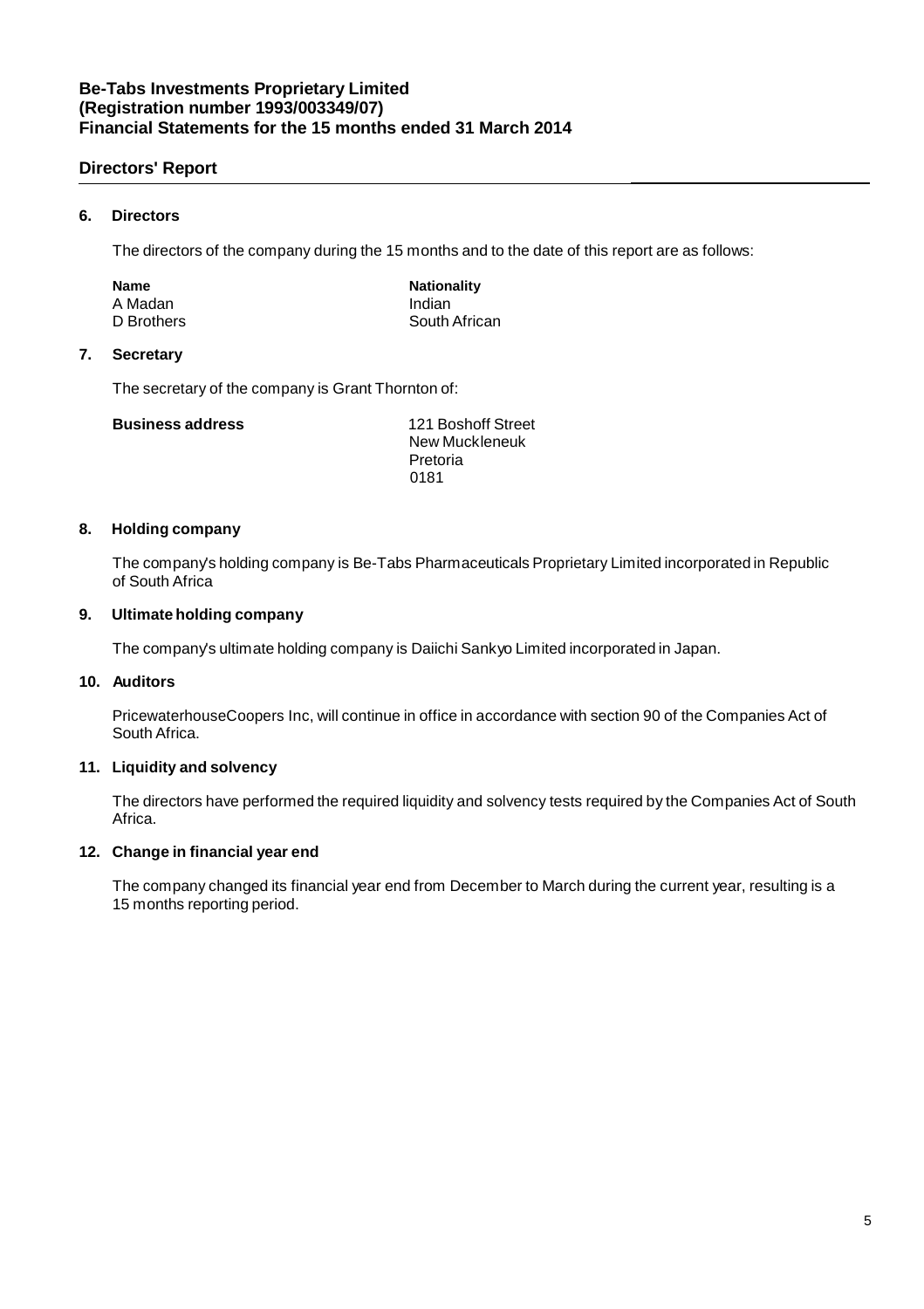## Directors' Report

### 6. Directors

The directors of the company during the 15 months and to the date of this report are as follows:

| Name | Nationality |
|---|---|
| A Madan | Indian |
| D Brothers | South African |

### 7. Secretary

The secretary of the company is Grant Thornton of:

**Business address**

121 Boshoff Street
New Muckleneuk
Pretoria
0181

### 8. Holding company

The company's holding company is Be-Tabs Pharmaceuticals Proprietary Limited incorporated in Republic of South Africa

### 9. Ultimate holding company

The company's ultimate holding company is Daiichi Sankyo Limited incorporated in Japan.

### 10. Auditors

PricewaterhouseCoopers Inc, will continue in office in accordance with section 90 of the Companies Act of South Africa.

### 11. Liquidity and solvency

The directors have performed the required liquidity and solvency tests required by the Companies Act of South Africa.

### 12. Change in financial year end

The company changed its financial year end from December to March during the current year, resulting is a 15 months reporting period.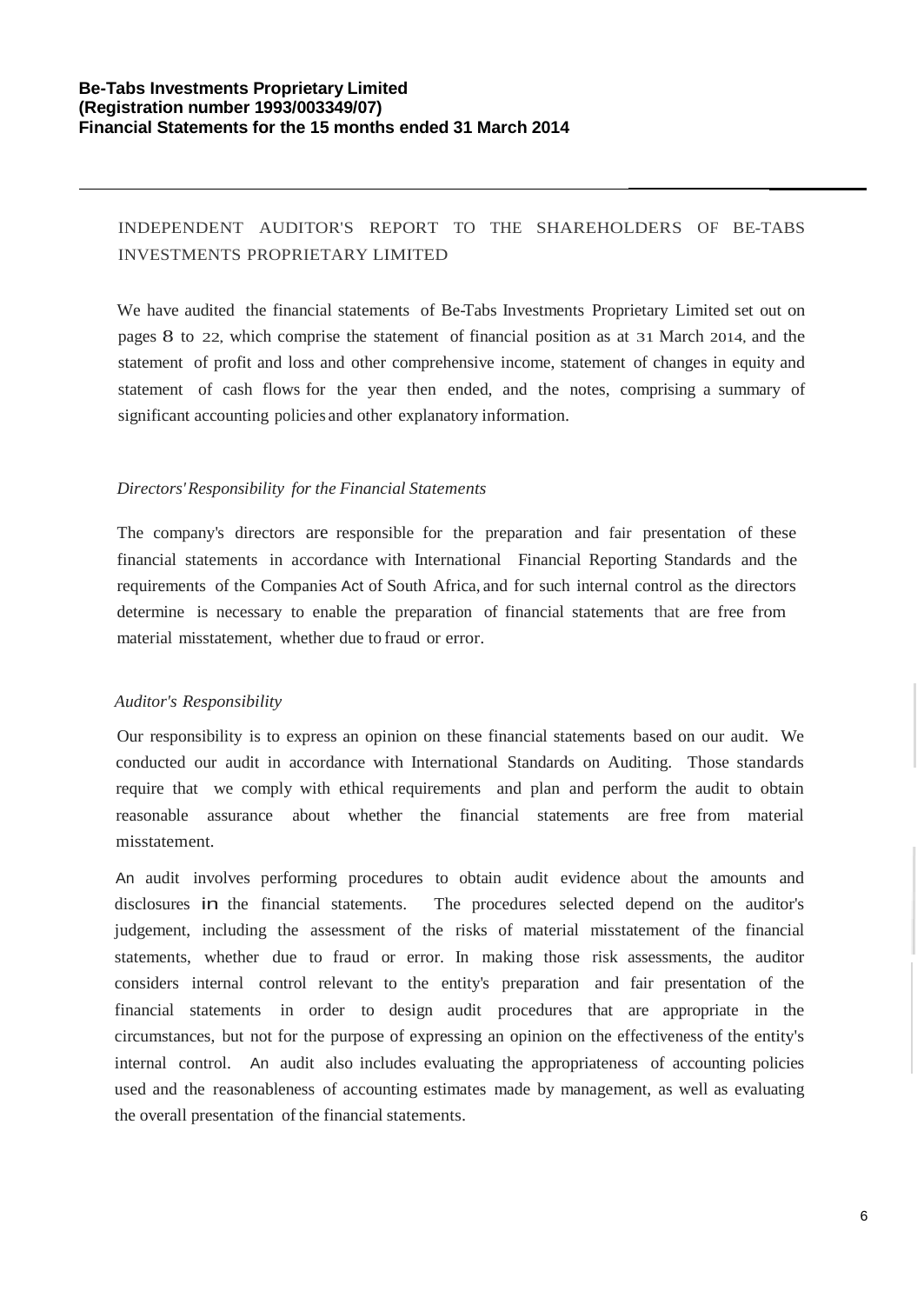## INDEPENDENT AUDITOR'S REPORT TO THE SHAREHOLDERS OF BE-TABS INVESTMENTS PROPRIETARY LIMITED

We have audited the financial statements of Be-Tabs Investments Proprietary Limited set out on pages 8 to 22, which comprise the statement of financial position as at 31 March 2014, and the statement of profit and loss and other comprehensive income, statement of changes in equity and statement of cash flows for the year then ended, and the notes, comprising a summary of significant accounting policies and other explanatory information.

### *Directors' Responsibility for the Financial Statements*

The company's directors are responsible for the preparation and fair presentation of these financial statements in accordance with International Financial Reporting Standards and the requirements of the Companies Act of South Africa, and for such internal control as the directors determine is necessary to enable the preparation of financial statements that are free from material misstatement, whether due to fraud or error.

### *Auditor's Responsibility*

Our responsibility is to express an opinion on these financial statements based on our audit. We conducted our audit in accordance with International Standards on Auditing. Those standards require that we comply with ethical requirements and plan and perform the audit to obtain reasonable assurance about whether the financial statements are free from material misstatement.

An audit involves performing procedures to obtain audit evidence about the amounts and disclosures in the financial statements. The procedures selected depend on the auditor's judgement, including the assessment of the risks of material misstatement of the financial statements, whether due to fraud or error. In making those risk assessments, the auditor considers internal control relevant to the entity's preparation and fair presentation of the financial statements in order to design audit procedures that are appropriate in the circumstances, but not for the purpose of expressing an opinion on the effectiveness of the entity's internal control. An audit also includes evaluating the appropriateness of accounting policies used and the reasonableness of accounting estimates made by management, as well as evaluating the overall presentation of the financial statements.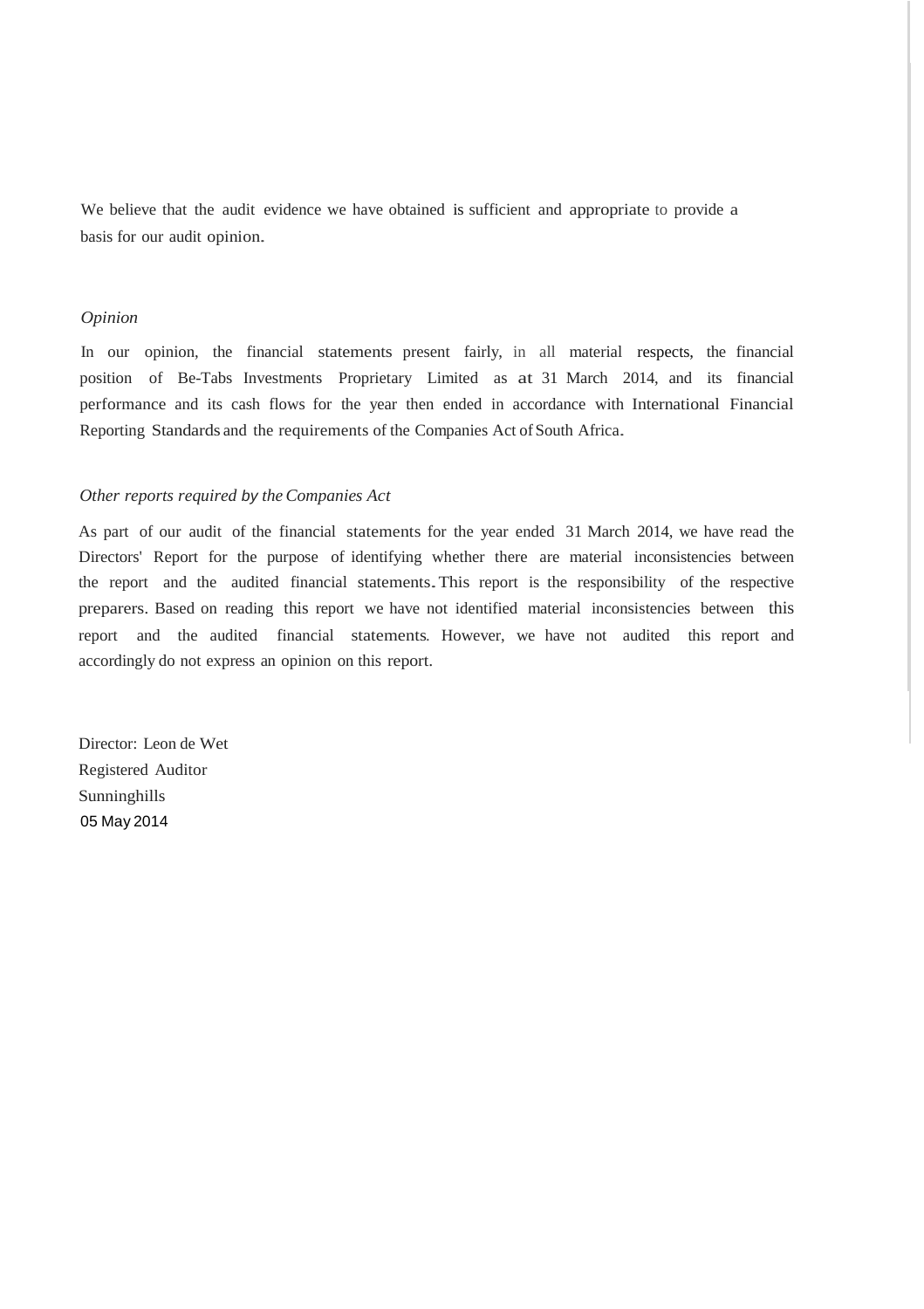We believe that the audit evidence we have obtained is sufficient and appropriate to provide a basis for our audit opinion.

*Opinion*

In our opinion, the financial statements present fairly, in all material respects, the financial position of Be-Tabs Investments Proprietary Limited as at 31 March 2014, and its financial performance and its cash flows for the year then ended in accordance with International Financial Reporting Standards and the requirements of the Companies Act of South Africa.

*Other reports required by the Companies Act*

As part of our audit of the financial statements for the year ended 31 March 2014, we have read the Directors' Report for the purpose of identifying whether there are material inconsistencies between the report and the audited financial statements. This report is the responsibility of the respective preparers. Based on reading this report we have not identified material inconsistencies between this report and the audited financial statements. However, we have not audited this report and accordingly do not express an opinion on this report.

Director: Leon de Wet
Registered Auditor
Sunninghills
05 May 2014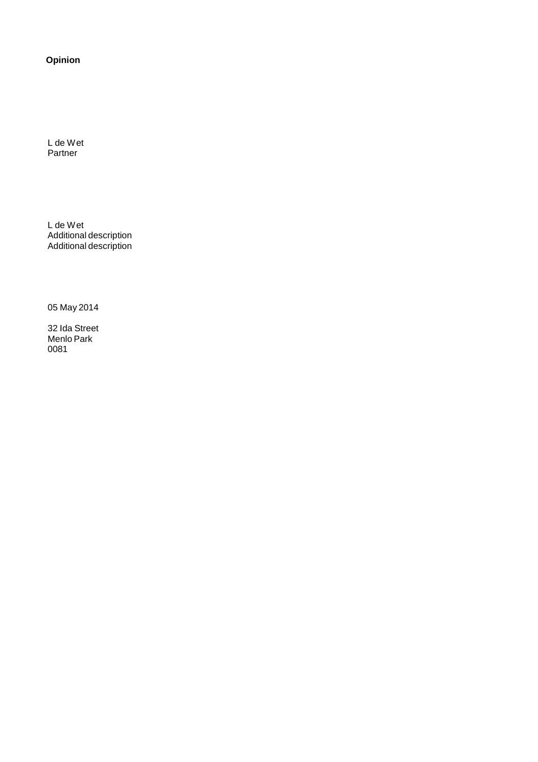**Opinion**

L de Wet
Partner

L de Wet
Additional description
Additional description

05 May 2014

32 Ida Street
Menlo Park
0081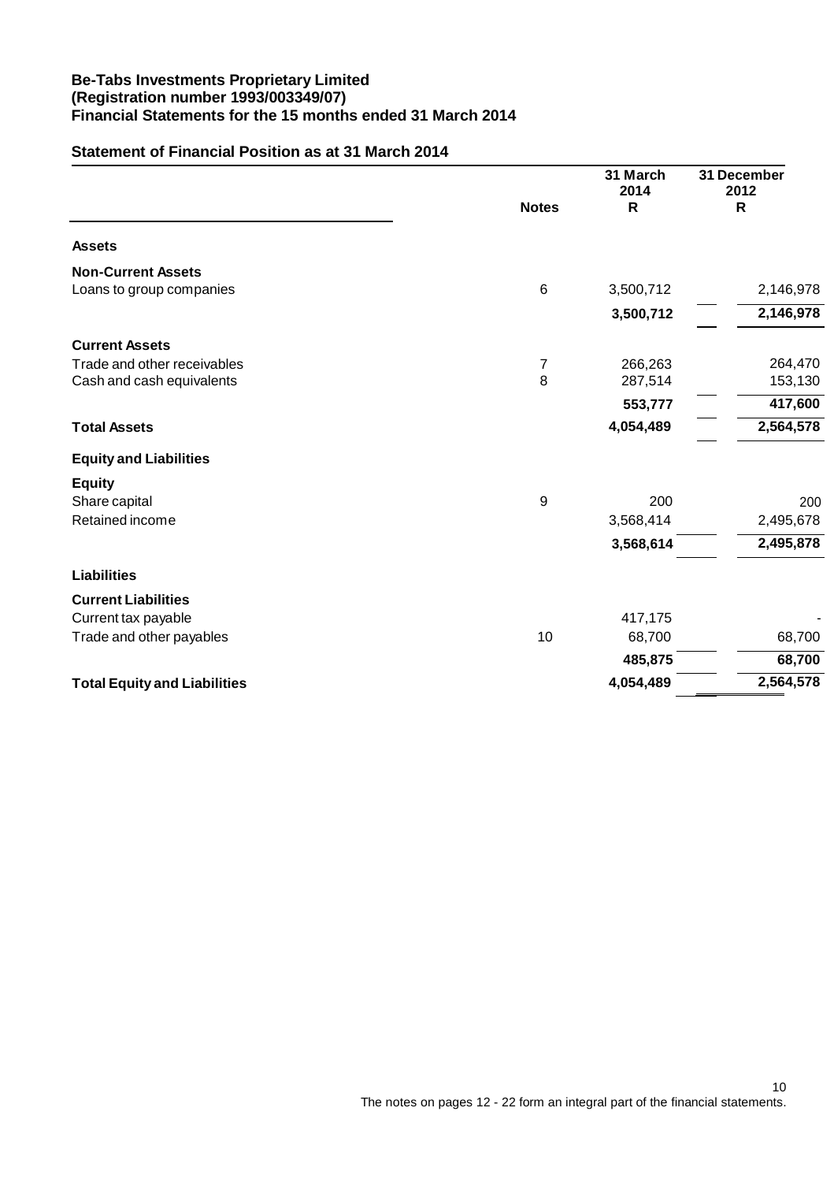**Be-Tabs Investments Proprietary Limited**
**(Registration number 1993/003349/07)**
**Financial Statements for the 15 months ended 31 March 2014**

## Statement of Financial Position as at 31 March 2014

| | Notes | 31 March 2014 R | 31 December 2012 R |
|---|---|---|---|
| **Assets** | | | |
| **Non-Current Assets** | | | |
| Loans to group companies | 6 | 3,500,712 | 2,146,978 |
| | | **3,500,712** | **2,146,978** |
| **Current Assets** | | | |
| Trade and other receivables | 7 | 266,263 | 264,470 |
| Cash and cash equivalents | 8 | 287,514 | 153,130 |
| | | **553,777** | **417,600** |
| **Total Assets** | | **4,054,489** | **2,564,578** |
| **Equity and Liabilities** | | | |
| **Equity** | | | |
| Share capital | 9 | 200 | 200 |
| Retained income | | 3,568,414 | 2,495,678 |
| | | **3,568,614** | **2,495,878** |
| **Liabilities** | | | |
| **Current Liabilities** | | | |
| Current tax payable | | 417,175 | - |
| Trade and other payables | 10 | 68,700 | 68,700 |
| | | **485,875** | **68,700** |
| **Total Equity and Liabilities** | | **4,054,489** | **2,564,578** |

The notes on pages 12 - 22 form an integral part of the financial statements.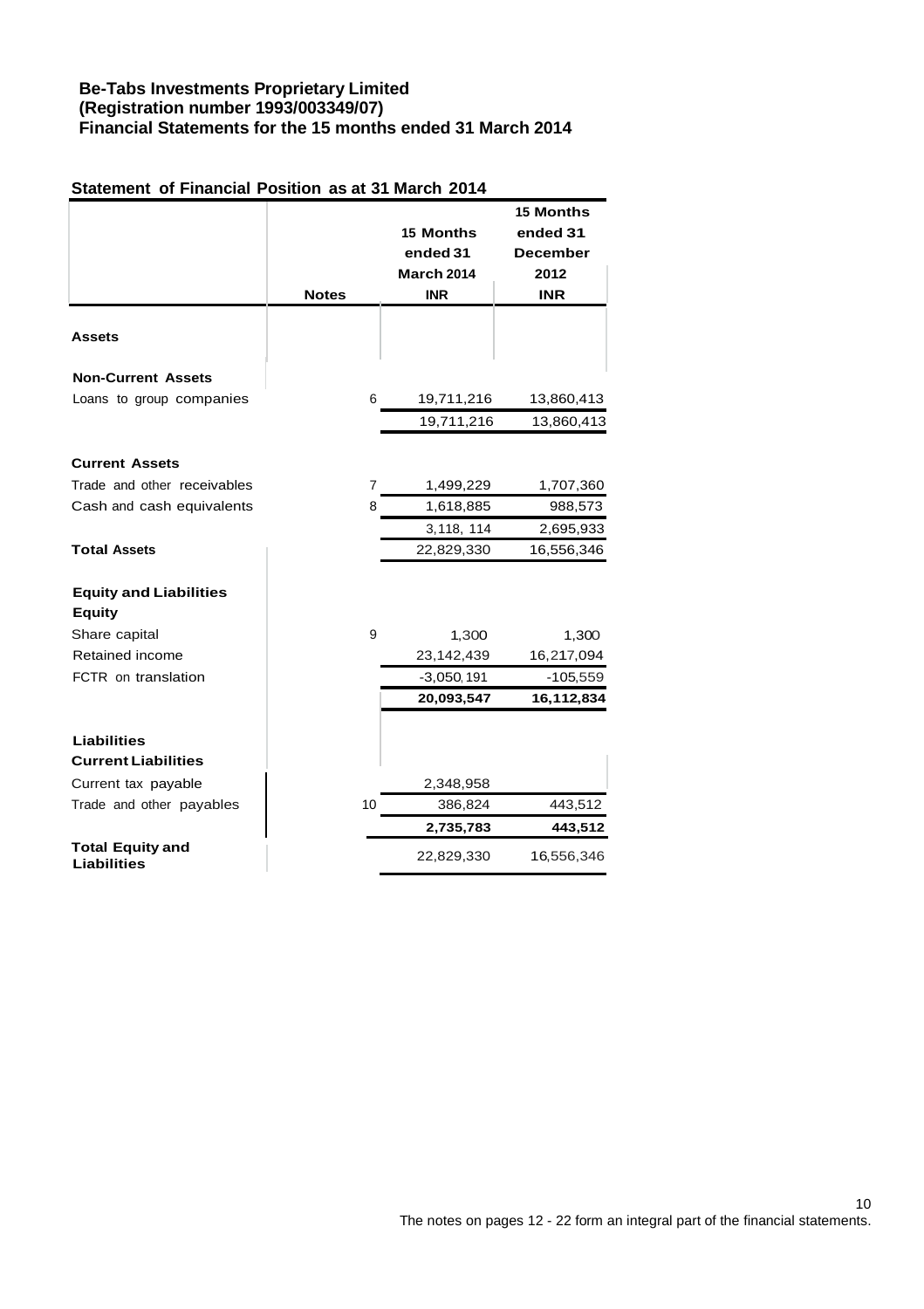**Be-Tabs Investments Proprietary Limited**
**(Registration number 1993/003349/07)**
**Financial Statements for the 15 months ended 31 March 2014**

## Statement of Financial Position as at 31 March 2014

| | Notes | 15 Months ended 31 March 2014 INR | 15 Months ended 31 December 2012 INR |
|---|---|---|---|
| **Assets** | | | |
| **Non-Current Assets** | | | |
| Loans to group companies | 6 | 19,711,216 | 13,860,413 |
| | | 19,711,216 | 13,860,413 |
| **Current Assets** | | | |
| Trade and other receivables | 7 | 1,499,229 | 1,707,360 |
| Cash and cash equivalents | 8 | 1,618,885 | 988,573 |
| | | 3,118, 114 | 2,695,933 |
| **Total Assets** | | 22,829,330 | 16,556,346 |
| **Equity and Liabilities** | | | |
| **Equity** | | | |
| Share capital | 9 | 1,300 | 1,300 |
| Retained income | | 23,142,439 | 16,217,094 |
| FCTR on translation | | -3,050,191 | -105,559 |
| | | **20,093,547** | **16,112,834** |
| **Liabilities** | | | |
| **Current Liabilities** | | | |
| Current tax payable | | 2,348,958 | |
| Trade and other payables | 10 | 386,824 | 443,512 |
| | | **2,735,783** | **443,512** |
| **Total Equity and Liabilities** | | 22,829,330 | 16,556,346 |

The notes on pages 12 - 22 form an integral part of the financial statements.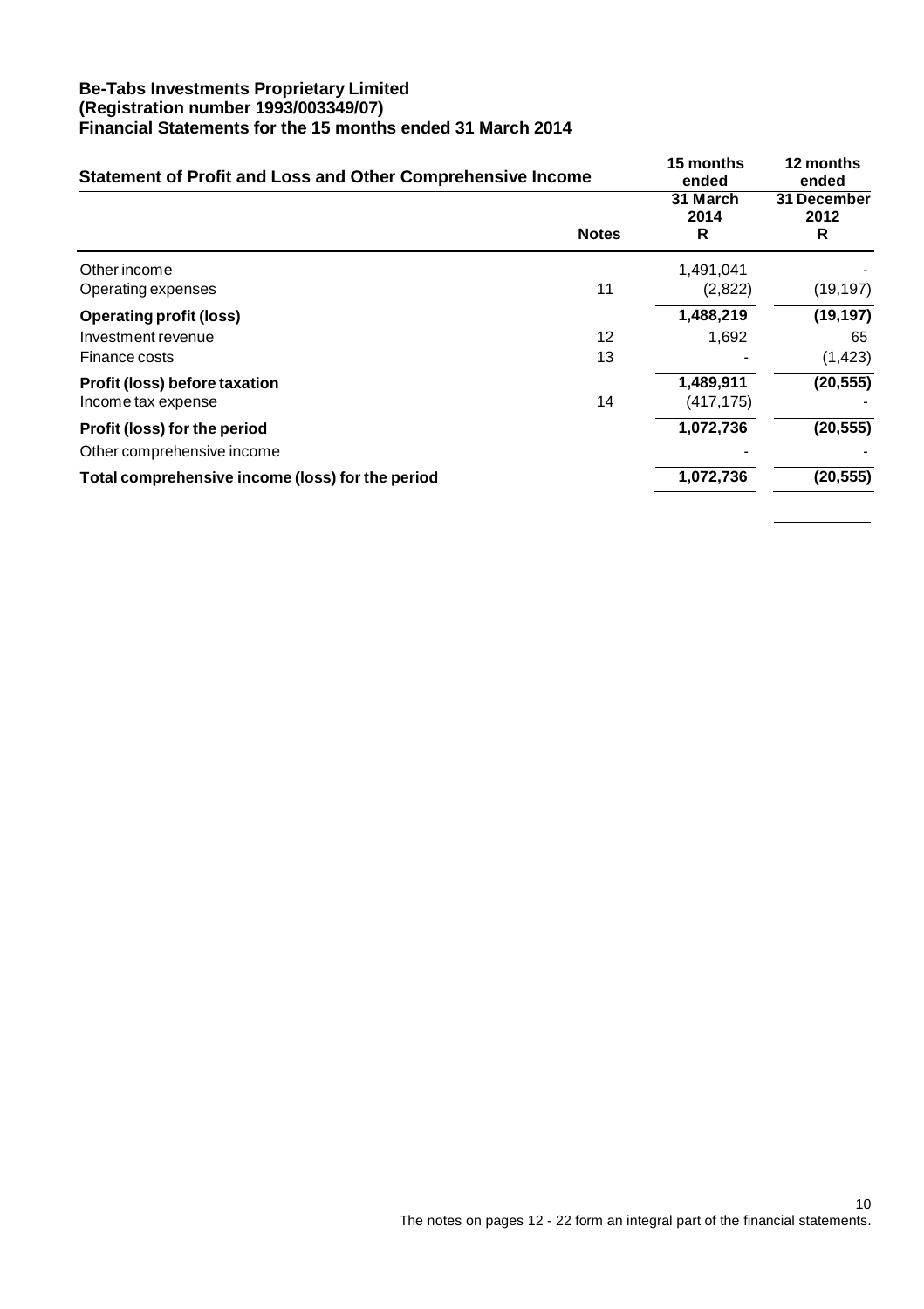**Be-Tabs Investments Proprietary Limited**
**(Registration number 1993/003349/07)**
**Financial Statements for the 15 months ended 31 March 2014**

## Statement of Profit and Loss and Other Comprehensive Income

| | Notes | 15 months ended 31 March 2014 R | 12 months ended 31 December 2012 R |
|---|---|---|---|
| Other income | | 1,491,041 | - |
| Operating expenses | 11 | (2,822) | (19,197) |
| **Operating profit (loss)** | | **1,488,219** | **(19,197)** |
| Investment revenue | 12 | 1,692 | 65 |
| Finance costs | 13 | - | (1,423) |
| **Profit (loss) before taxation** | | **1,489,911** | **(20,555)** |
| Income tax expense | 14 | (417,175) | - |
| **Profit (loss) for the period** | | **1,072,736** | **(20,555)** |
| Other comprehensive income | | - | - |
| **Total comprehensive income (loss) for the period** | | **1,072,736** | **(20,555)** |

The notes on pages 12 - 22 form an integral part of the financial statements.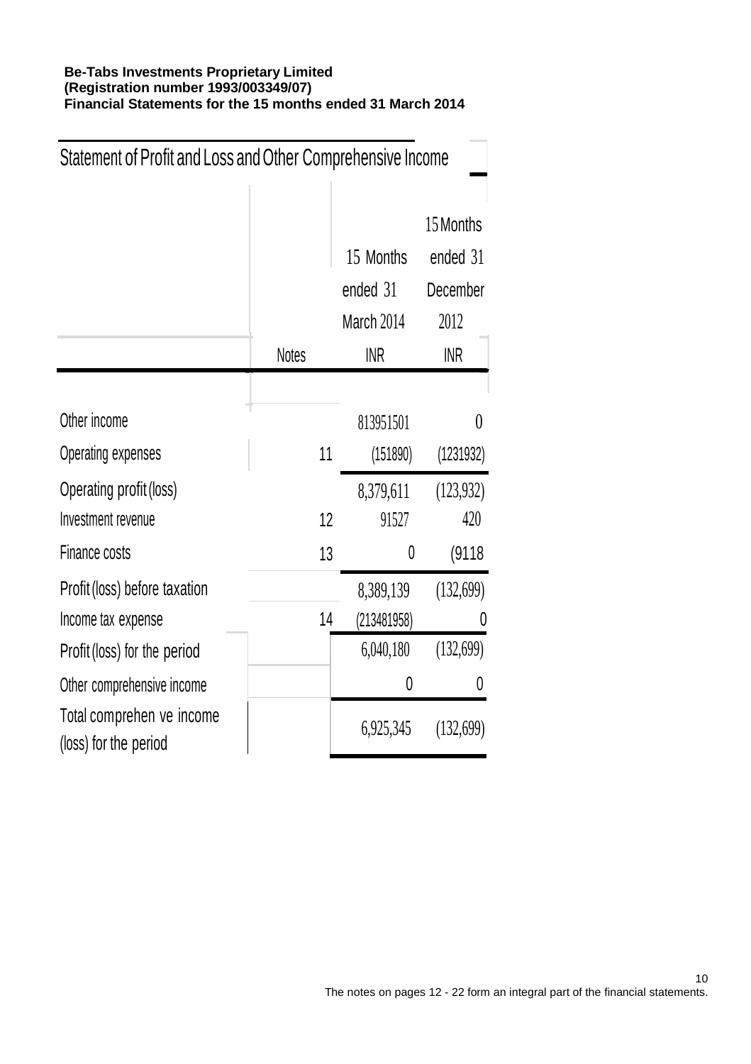**Be-Tabs Investments Proprietary Limited**
**(Registration number 1993/003349/07)**
**Financial Statements for the 15 months ended 31 March 2014**

## Statement of Profit and Loss and Other Comprehensive Income

| | Notes | 15 Months ended 31 March 2014 INR | 15 Months ended 31 December 2012 INR |
|---|---|---|---|
| Other income | | 813951501 | 0 |
| Operating expenses | 11 | (151890) | (1231932) |
| Operating profit (loss) | | 8,379,611 | (123,932) |
| Investment revenue | 12 | 91527 | 420 |
| Finance costs | 13 | 0 | (9118 |
| Profit (loss) before taxation | | 8,389,139 | (132,699) |
| Income tax expense | 14 | (213481958) | 0 |
| Profit (loss) for the period | | 6,040,180 | (132,699) |
| Other comprehensive income | | 0 | 0 |
| Total comprehen ve income (loss) for the period | | 6,925,345 | (132,699) |

The notes on pages 12 - 22 form an integral part of the financial statements.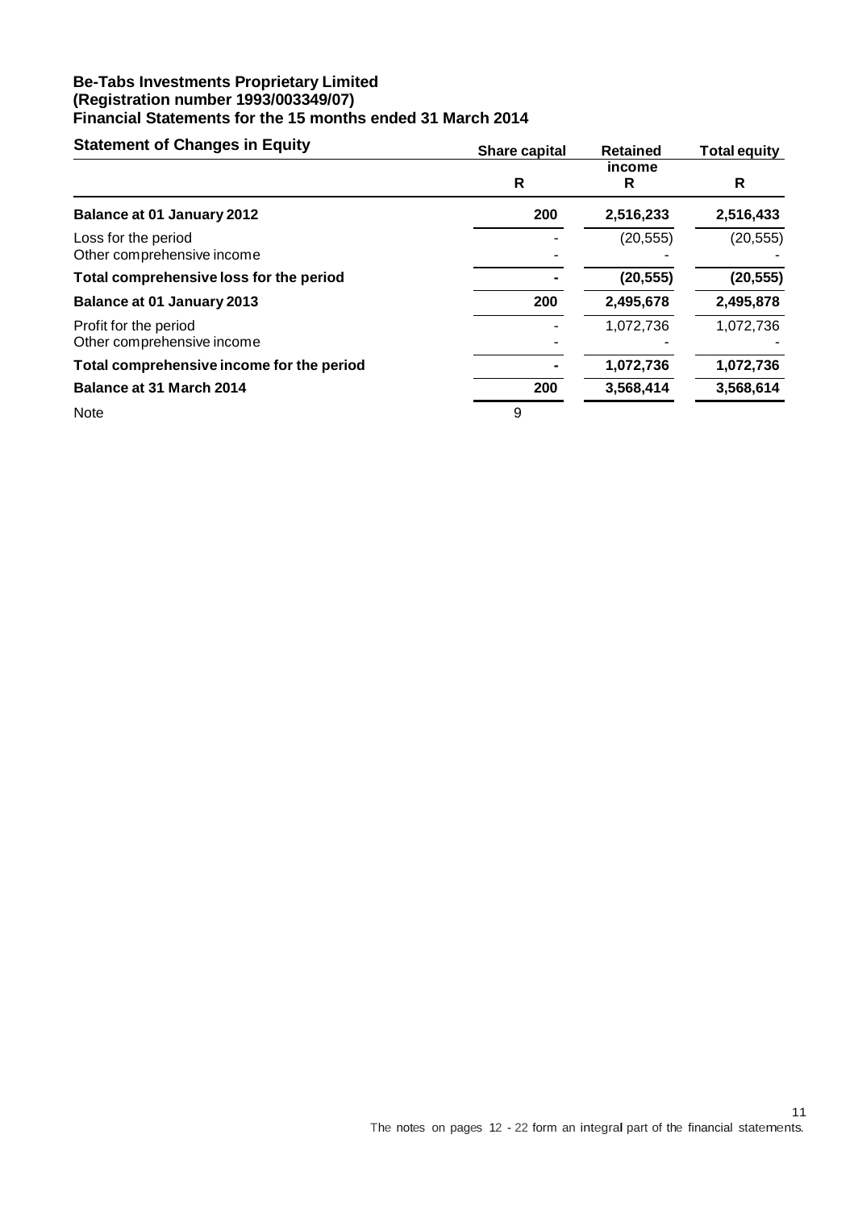**Be-Tabs Investments Proprietary Limited**
**(Registration number 1993/003349/07)**
**Financial Statements for the 15 months ended 31 March 2014**

## Statement of Changes in Equity

| | Share capital | Retained income | Total equity |
|---|---|---|---|
| | R | R | R |
| **Balance at 01 January 2012** | **200** | **2,516,233** | **2,516,433** |
| Loss for the period | - | (20,555) | (20,555) |
| Other comprehensive income | - | - | - |
| **Total comprehensive loss for the period** | **-** | **(20,555)** | **(20,555)** |
| **Balance at 01 January 2013** | **200** | **2,495,678** | **2,495,878** |
| Profit for the period | - | 1,072,736 | 1,072,736 |
| Other comprehensive income | - | - | - |
| **Total comprehensive income for the period** | **-** | **1,072,736** | **1,072,736** |
| **Balance at 31 March 2014** | **200** | **3,568,414** | **3,568,614** |
| Note | 9 | | |

The notes on pages 12 - 22 form an integral part of the financial statements.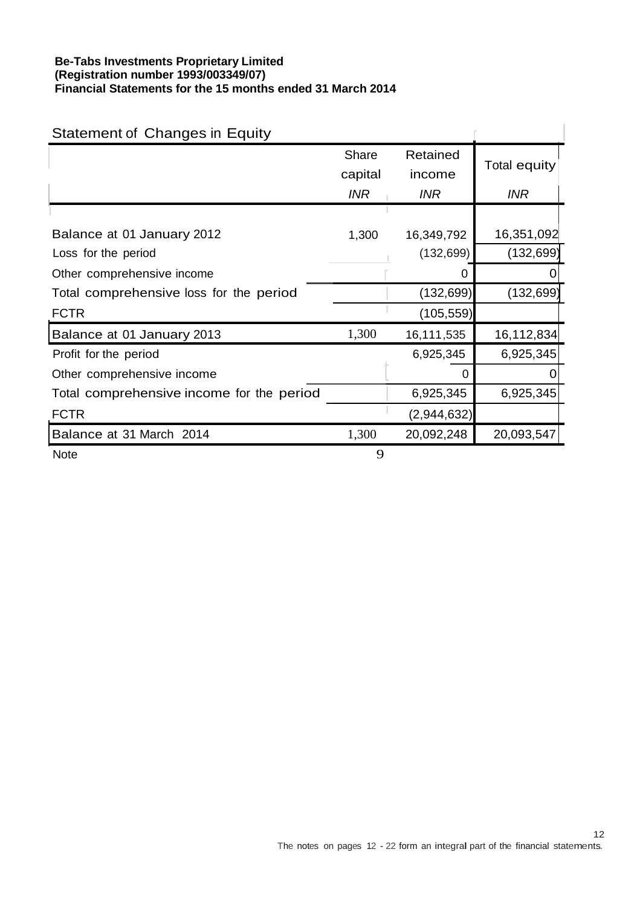**Be-Tabs Investments Proprietary Limited**
**(Registration number 1993/003349/07)**
**Financial Statements for the 15 months ended 31 March 2014**

## Statement of Changes in Equity

| | Share capital | Retained income | Total equity |
|---|---|---|---|
| | *INR* | *INR* | *INR* |
| Balance at 01 January 2012 | 1,300 | 16,349,792 | 16,351,092 |
| Loss for the period | | (132,699) | (132,699) |
| Other comprehensive income | | 0 | 0 |
| Total comprehensive loss for the period | | (132,699) | (132,699) |
| FCTR | | (105,559) | |
| Balance at 01 January 2013 | 1,300 | 16,111,535 | 16,112,834 |
| Profit for the period | | 6,925,345 | 6,925,345 |
| Other comprehensive income | | 0 | 0 |
| Total comprehensive income for the period | | 6,925,345 | 6,925,345 |
| FCTR | | (2,944,632) | |
| Balance at 31 March 2014 | 1,300 | 20,092,248 | 20,093,547 |
| Note | 9 | | |

The notes on pages 12 - 22 form an integral part of the financial statements.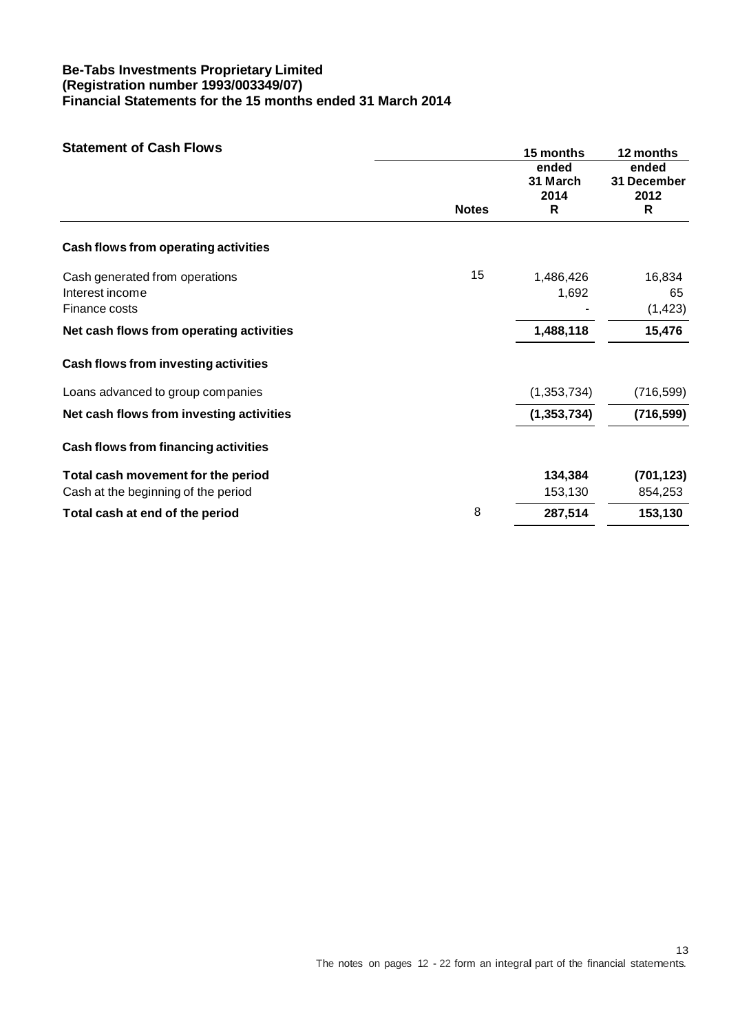**Be-Tabs Investments Proprietary Limited**
**(Registration number 1993/003349/07)**
**Financial Statements for the 15 months ended 31 March 2014**

## Statement of Cash Flows

| | Notes | 15 months ended 31 March 2014 R | 12 months ended 31 December 2012 R |
|---|---|---|---|
| **Cash flows from operating activities** | | | |
| Cash generated from operations | 15 | 1,486,426 | 16,834 |
| Interest income | | 1,692 | 65 |
| Finance costs | | - | (1,423) |
| **Net cash flows from operating activities** | | **1,488,118** | **15,476** |
| **Cash flows from investing activities** | | | |
| Loans advanced to group companies | | (1,353,734) | (716,599) |
| **Net cash flows from investing activities** | | **(1,353,734)** | **(716,599)** |
| **Cash flows from financing activities** | | | |
| **Total cash movement for the period** | | **134,384** | **(701,123)** |
| Cash at the beginning of the period | | 153,130 | 854,253 |
| **Total cash at end of the period** | 8 | **287,514** | **153,130** |

The notes on pages 12 - 22 form an integral part of the financial statements.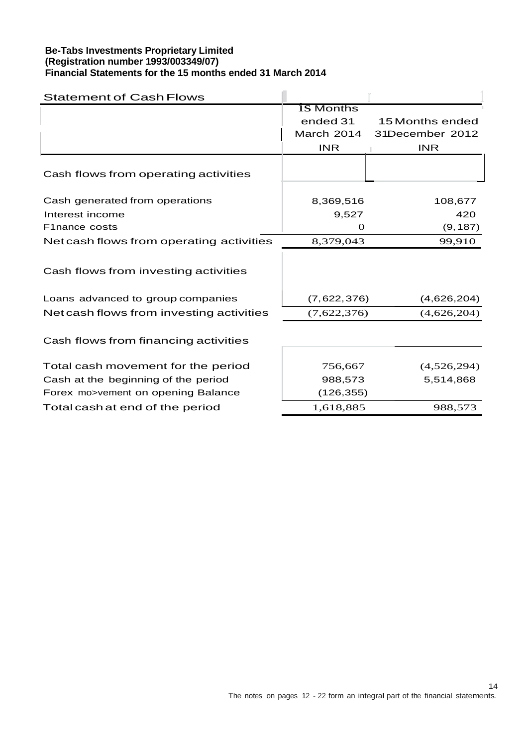**Be-Tabs Investments Proprietary Limited**
**(Registration number 1993/003349/07)**
**Financial Statements for the 15 months ended 31 March 2014**

## Statement of Cash Flows

| | 15 Months ended 31 March 2014 INR | 15 Months ended 31December 2012 INR |
|---|---|---|
| **Cash flows from operating activities** | | |
| Cash generated from operations | 8,369,516 | 108,677 |
| Interest income | 9,527 | 420 |
| F1nance costs | 0 | (9,187) |
| Net cash flows from operating activities | 8,379,043 | 99,910 |
| **Cash flows from investing activities** | | |
| Loans advanced to group companies | (7,622,376) | (4,626,204) |
| Net cash flows from investing activities | (7,622,376) | (4,626,204) |
| **Cash flows from financing activities** | | |
| Total cash movement for the period | 756,667 | (4,526,294) |
| Cash at the beginning of the period | 988,573 | 5,514,868 |
| Forex mo>vement on opening Balance | (126,355) | |
| Total cash at end of the period | 1,618,885 | 988,573 |

The notes on pages 12 - 22 form an integral part of the financial statements.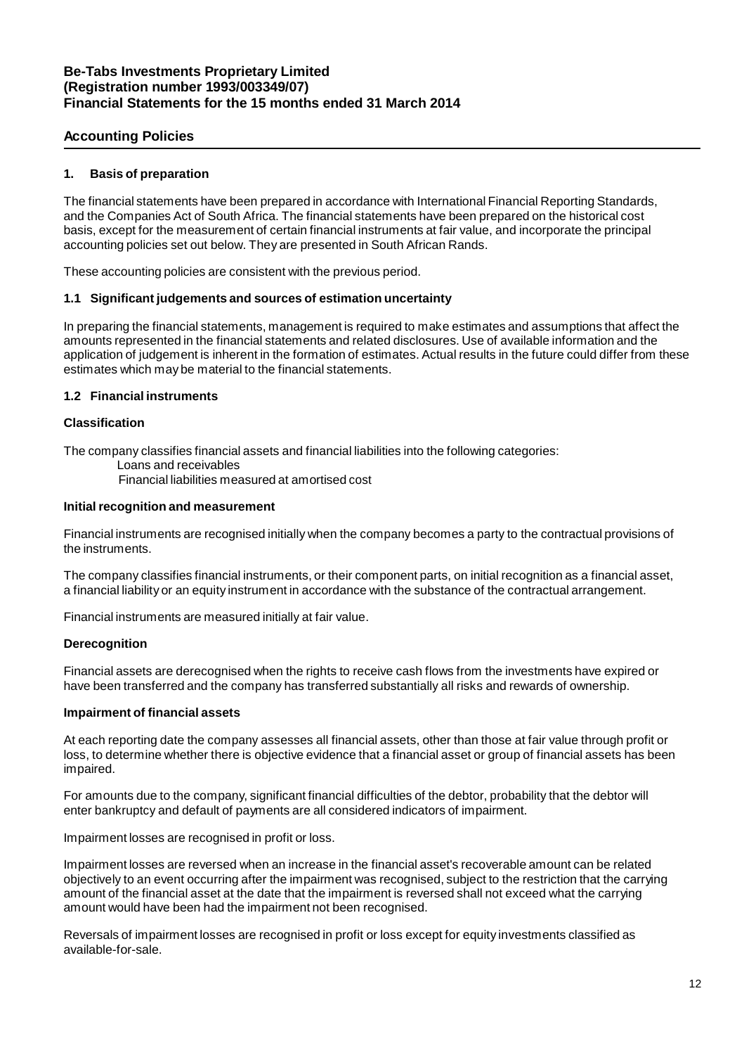# Be-Tabs Investments Proprietary Limited
## (Registration number 1993/003349/07)
## Financial Statements for the 15 months ended 31 March 2014

## Accounting Policies

### 1. Basis of preparation

The financial statements have been prepared in accordance with International Financial Reporting Standards, and the Companies Act of South Africa. The financial statements have been prepared on the historical cost basis, except for the measurement of certain financial instruments at fair value, and incorporate the principal accounting policies set out below. They are presented in South African Rands.

These accounting policies are consistent with the previous period.

### 1.1 Significant judgements and sources of estimation uncertainty

In preparing the financial statements, management is required to make estimates and assumptions that affect the amounts represented in the financial statements and related disclosures. Use of available information and the application of judgement is inherent in the formation of estimates. Actual results in the future could differ from these estimates which may be material to the financial statements.

### 1.2 Financial instruments

**Classification**

The company classifies financial assets and financial liabilities into the following categories:

- Loans and receivables
- Financial liabilities measured at amortised cost

**Initial recognition and measurement**

Financial instruments are recognised initially when the company becomes a party to the contractual provisions of the instruments.

The company classifies financial instruments, or their component parts, on initial recognition as a financial asset, a financial liability or an equity instrument in accordance with the substance of the contractual arrangement.

Financial instruments are measured initially at fair value.

**Derecognition**

Financial assets are derecognised when the rights to receive cash flows from the investments have expired or have been transferred and the company has transferred substantially all risks and rewards of ownership.

**Impairment of financial assets**

At each reporting date the company assesses all financial assets, other than those at fair value through profit or loss, to determine whether there is objective evidence that a financial asset or group of financial assets has been impaired.

For amounts due to the company, significant financial difficulties of the debtor, probability that the debtor will enter bankruptcy and default of payments are all considered indicators of impairment.

Impairment losses are recognised in profit or loss.

Impairment losses are reversed when an increase in the financial asset's recoverable amount can be related objectively to an event occurring after the impairment was recognised, subject to the restriction that the carrying amount of the financial asset at the date that the impairment is reversed shall not exceed what the carrying amount would have been had the impairment not been recognised.

Reversals of impairment losses are recognised in profit or loss except for equity investments classified as available-for-sale.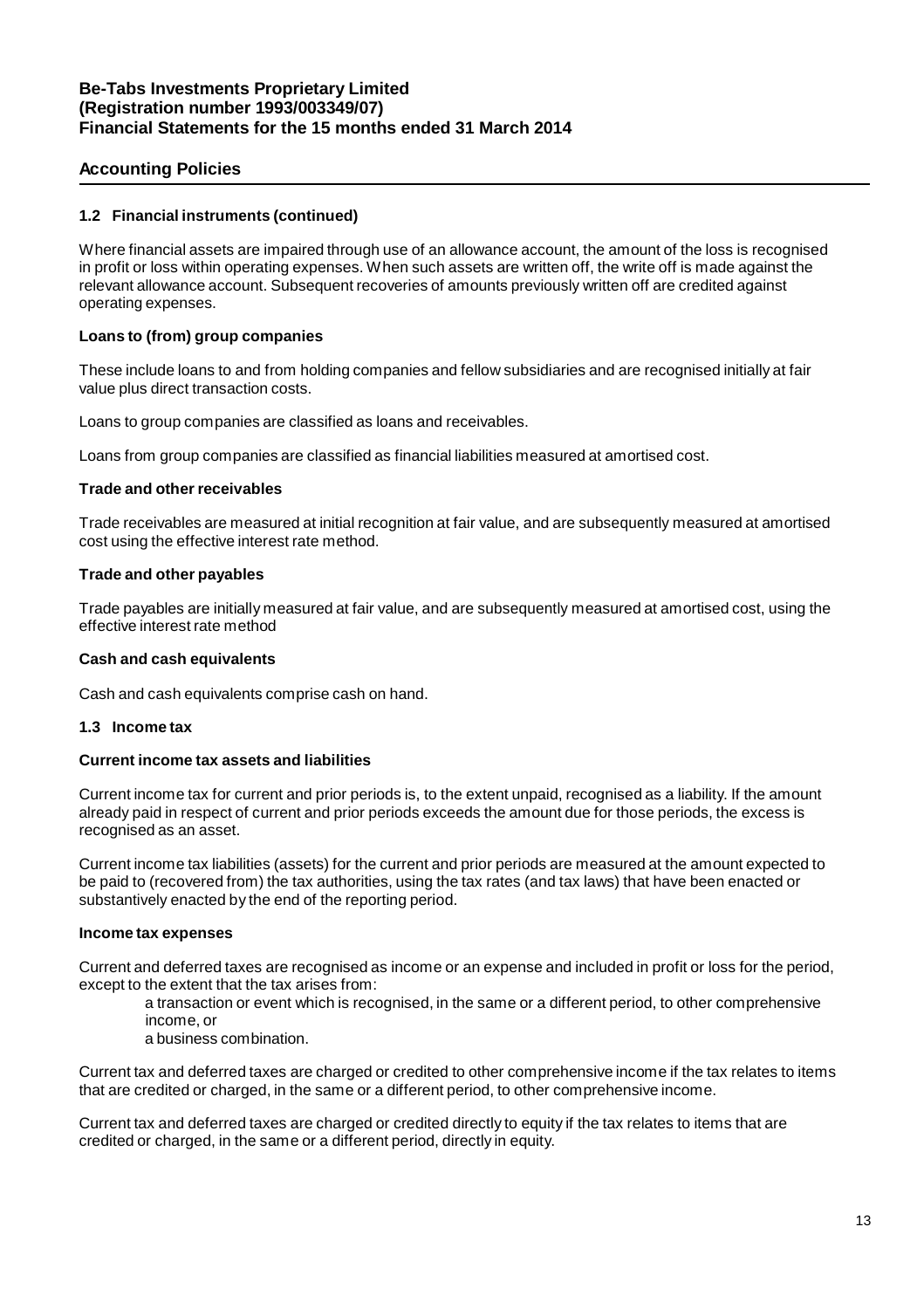## Accounting Policies

### 1.2 Financial instruments (continued)

Where financial assets are impaired through use of an allowance account, the amount of the loss is recognised in profit or loss within operating expenses. When such assets are written off, the write off is made against the relevant allowance account. Subsequent recoveries of amounts previously written off are credited against operating expenses.

**Loans to (from) group companies**

These include loans to and from holding companies and fellow subsidiaries and are recognised initially at fair value plus direct transaction costs.

Loans to group companies are classified as loans and receivables.

Loans from group companies are classified as financial liabilities measured at amortised cost.

**Trade and other receivables**

Trade receivables are measured at initial recognition at fair value, and are subsequently measured at amortised cost using the effective interest rate method.

**Trade and other payables**

Trade payables are initially measured at fair value, and are subsequently measured at amortised cost, using the effective interest rate method

**Cash and cash equivalents**

Cash and cash equivalents comprise cash on hand.

### 1.3 Income tax

**Current income tax assets and liabilities**

Current income tax for current and prior periods is, to the extent unpaid, recognised as a liability. If the amount already paid in respect of current and prior periods exceeds the amount due for those periods, the excess is recognised as an asset.

Current income tax liabilities (assets) for the current and prior periods are measured at the amount expected to be paid to (recovered from) the tax authorities, using the tax rates (and tax laws) that have been enacted or substantively enacted by the end of the reporting period.

**Income tax expenses**

Current and deferred taxes are recognised as income or an expense and included in profit or loss for the period, except to the extent that the tax arises from:

- a transaction or event which is recognised, in the same or a different period, to other comprehensive income, or
- a business combination.

Current tax and deferred taxes are charged or credited to other comprehensive income if the tax relates to items that are credited or charged, in the same or a different period, to other comprehensive income.

Current tax and deferred taxes are charged or credited directly to equity if the tax relates to items that are credited or charged, in the same or a different period, directly in equity.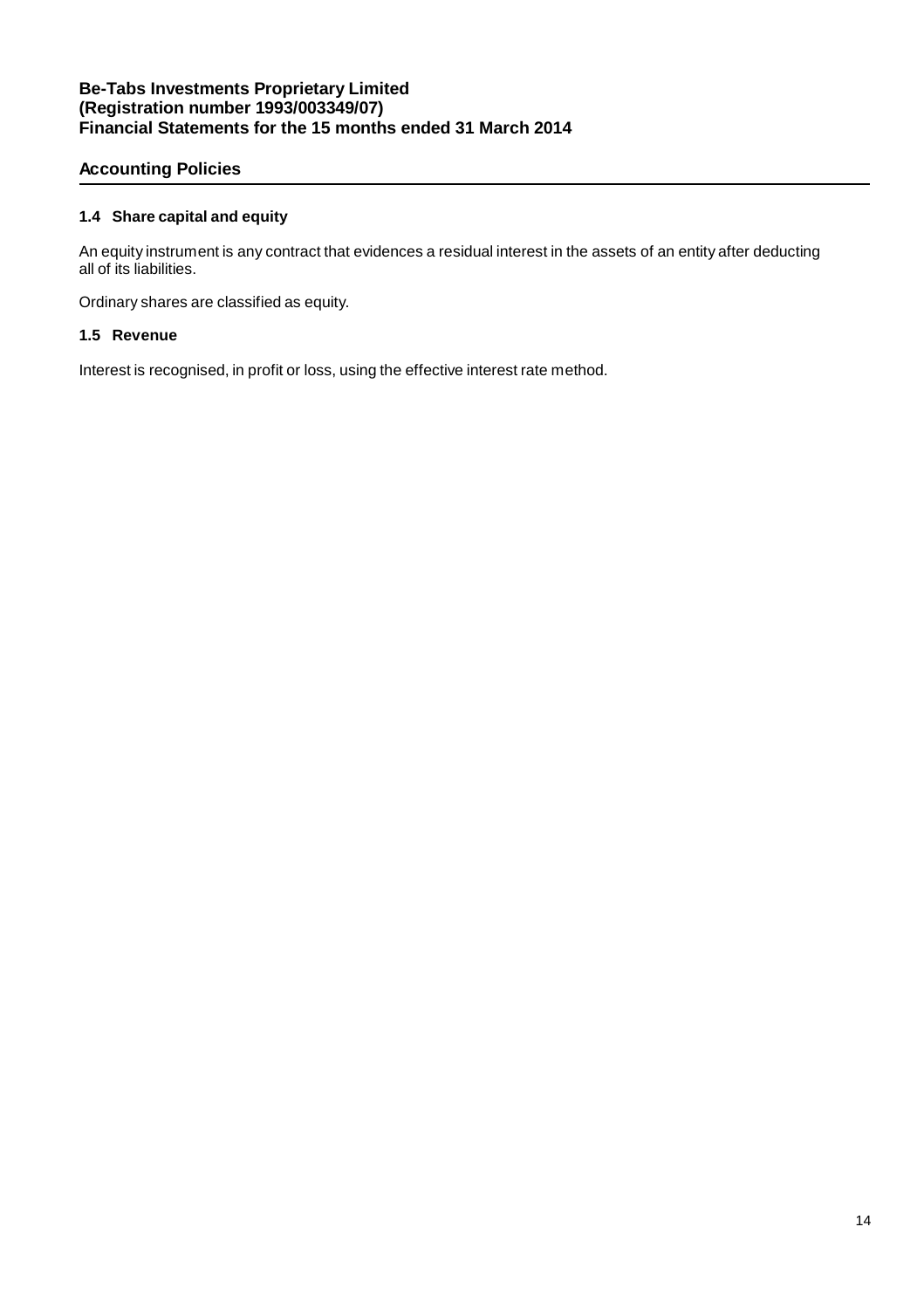## Accounting Policies

### 1.4 Share capital and equity

An equity instrument is any contract that evidences a residual interest in the assets of an entity after deducting all of its liabilities.

Ordinary shares are classified as equity.

### 1.5 Revenue

Interest is recognised, in profit or loss, using the effective interest rate method.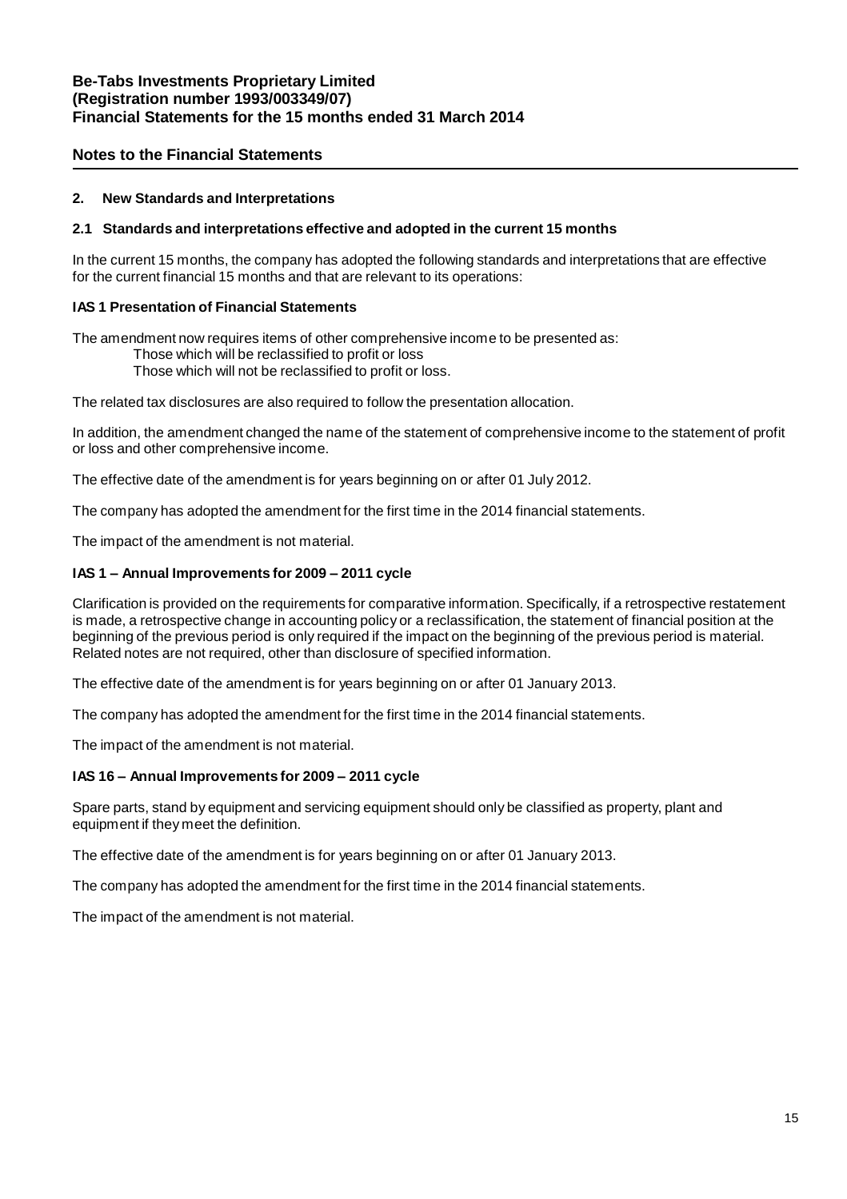**Be-Tabs Investments Proprietary Limited**
**(Registration number 1993/003349/07)**
**Financial Statements for the 15 months ended 31 March 2014**

## Notes to the Financial Statements

### 2. New Standards and Interpretations

#### 2.1 Standards and interpretations effective and adopted in the current 15 months

In the current 15 months, the company has adopted the following standards and interpretations that are effective for the current financial 15 months and that are relevant to its operations:

**IAS 1 Presentation of Financial Statements**

The amendment now requires items of other comprehensive income to be presented as:

- Those which will be reclassified to profit or loss
- Those which will not be reclassified to profit or loss.

The related tax disclosures are also required to follow the presentation allocation.

In addition, the amendment changed the name of the statement of comprehensive income to the statement of profit or loss and other comprehensive income.

The effective date of the amendment is for years beginning on or after 01 July 2012.

The company has adopted the amendment for the first time in the 2014 financial statements.

The impact of the amendment is not material.

**IAS 1 – Annual Improvements for 2009 – 2011 cycle**

Clarification is provided on the requirements for comparative information. Specifically, if a retrospective restatement is made, a retrospective change in accounting policy or a reclassification, the statement of financial position at the beginning of the previous period is only required if the impact on the beginning of the previous period is material. Related notes are not required, other than disclosure of specified information.

The effective date of the amendment is for years beginning on or after 01 January 2013.

The company has adopted the amendment for the first time in the 2014 financial statements.

The impact of the amendment is not material.

**IAS 16 – Annual Improvements for 2009 – 2011 cycle**

Spare parts, stand by equipment and servicing equipment should only be classified as property, plant and equipment if they meet the definition.

The effective date of the amendment is for years beginning on or after 01 January 2013.

The company has adopted the amendment for the first time in the 2014 financial statements.

The impact of the amendment is not material.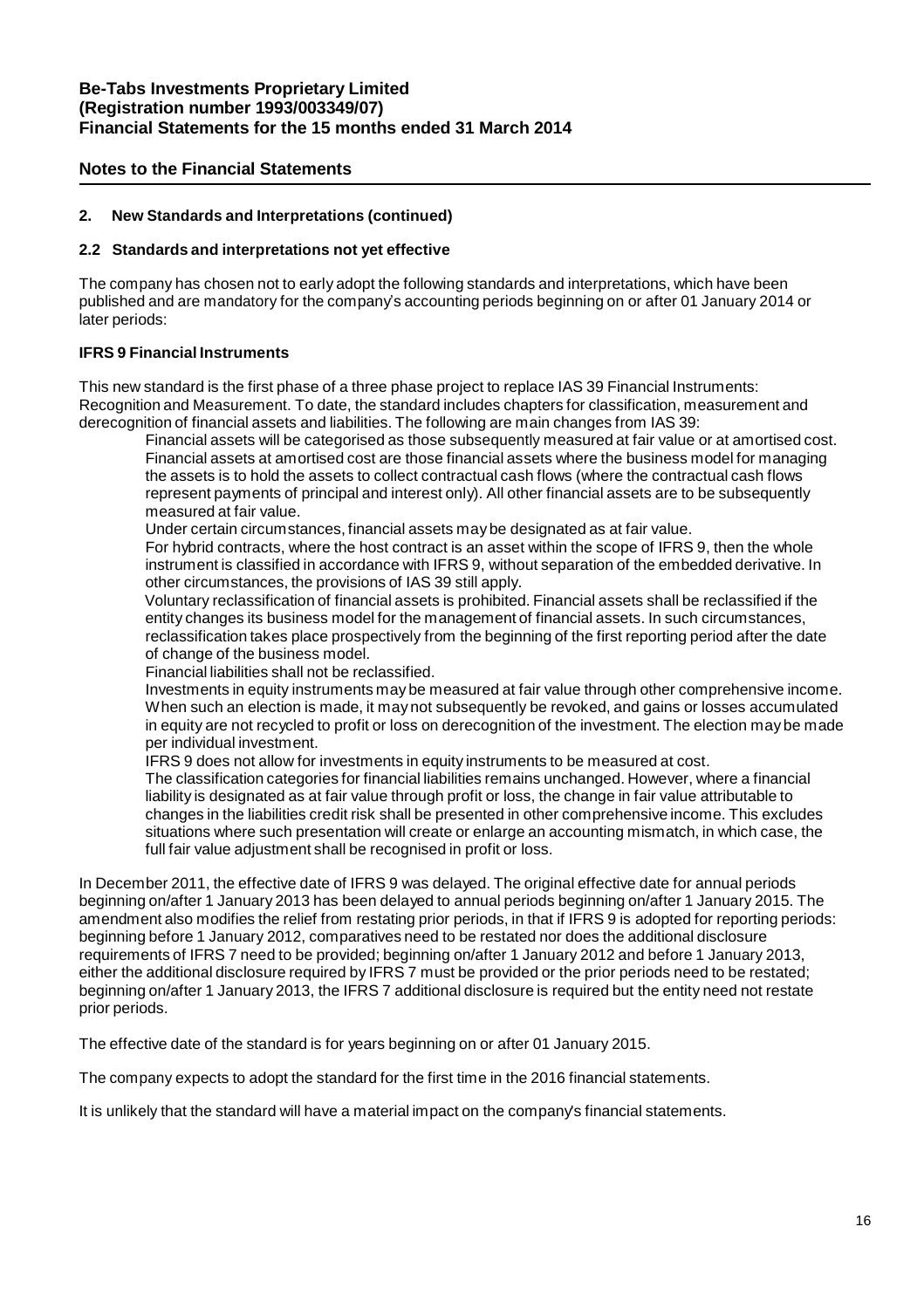## Notes to the Financial Statements

### 2. New Standards and Interpretations (continued)

#### 2.2 Standards and interpretations not yet effective

The company has chosen not to early adopt the following standards and interpretations, which have been published and are mandatory for the company's accounting periods beginning on or after 01 January 2014 or later periods:

**IFRS 9 Financial Instruments**

This new standard is the first phase of a three phase project to replace IAS 39 Financial Instruments: Recognition and Measurement. To date, the standard includes chapters for classification, measurement and derecognition of financial assets and liabilities. The following are main changes from IAS 39:

- Financial assets will be categorised as those subsequently measured at fair value or at amortised cost. Financial assets at amortised cost are those financial assets where the business model for managing the assets is to hold the assets to collect contractual cash flows (where the contractual cash flows represent payments of principal and interest only). All other financial assets are to be subsequently measured at fair value.
- Under certain circumstances, financial assets may be designated as at fair value.
- For hybrid contracts, where the host contract is an asset within the scope of IFRS 9, then the whole instrument is classified in accordance with IFRS 9, without separation of the embedded derivative. In other circumstances, the provisions of IAS 39 still apply.
- Voluntary reclassification of financial assets is prohibited. Financial assets shall be reclassified if the entity changes its business model for the management of financial assets. In such circumstances, reclassification takes place prospectively from the beginning of the first reporting period after the date of change of the business model.
- Financial liabilities shall not be reclassified.
- Investments in equity instruments may be measured at fair value through other comprehensive income. When such an election is made, it may not subsequently be revoked, and gains or losses accumulated in equity are not recycled to profit or loss on derecognition of the investment. The election may be made per individual investment.
- IFRS 9 does not allow for investments in equity instruments to be measured at cost.
- The classification categories for financial liabilities remains unchanged. However, where a financial liability is designated as at fair value through profit or loss, the change in fair value attributable to changes in the liabilities credit risk shall be presented in other comprehensive income. This excludes situations where such presentation will create or enlarge an accounting mismatch, in which case, the full fair value adjustment shall be recognised in profit or loss.

In December 2011, the effective date of IFRS 9 was delayed. The original effective date for annual periods beginning on/after 1 January 2013 has been delayed to annual periods beginning on/after 1 January 2015. The amendment also modifies the relief from restating prior periods, in that if IFRS 9 is adopted for reporting periods: beginning before 1 January 2012, comparatives need to be restated nor does the additional disclosure requirements of IFRS 7 need to be provided; beginning on/after 1 January 2012 and before 1 January 2013, either the additional disclosure required by IFRS 7 must be provided or the prior periods need to be restated; beginning on/after 1 January 2013, the IFRS 7 additional disclosure is required but the entity need not restate prior periods.

The effective date of the standard is for years beginning on or after 01 January 2015.

The company expects to adopt the standard for the first time in the 2016 financial statements.

It is unlikely that the standard will have a material impact on the company's financial statements.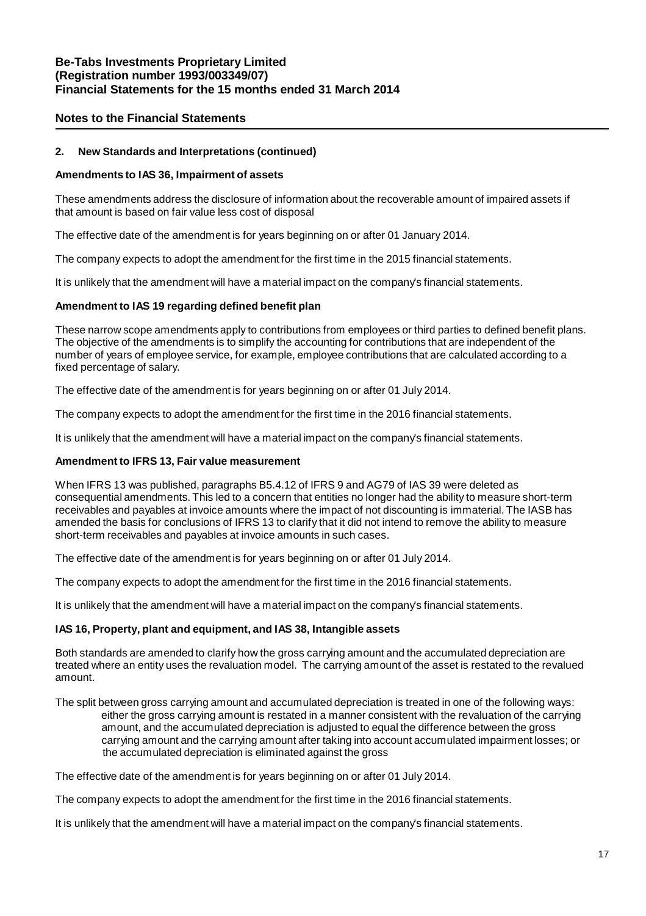**Be-Tabs Investments Proprietary Limited**
**(Registration number 1993/003349/07)**
**Financial Statements for the 15 months ended 31 March 2014**

## Notes to the Financial Statements

### 2. New Standards and Interpretations (continued)

**Amendments to IAS 36, Impairment of assets**

These amendments address the disclosure of information about the recoverable amount of impaired assets if that amount is based on fair value less cost of disposal

The effective date of the amendment is for years beginning on or after 01 January 2014.

The company expects to adopt the amendment for the first time in the 2015 financial statements.

It is unlikely that the amendment will have a material impact on the company's financial statements.

**Amendment to IAS 19 regarding defined benefit plan**

These narrow scope amendments apply to contributions from employees or third parties to defined benefit plans. The objective of the amendments is to simplify the accounting for contributions that are independent of the number of years of employee service, for example, employee contributions that are calculated according to a fixed percentage of salary.

The effective date of the amendment is for years beginning on or after 01 July 2014.

The company expects to adopt the amendment for the first time in the 2016 financial statements.

It is unlikely that the amendment will have a material impact on the company's financial statements.

**Amendment to IFRS 13, Fair value measurement**

When IFRS 13 was published, paragraphs B5.4.12 of IFRS 9 and AG79 of IAS 39 were deleted as consequential amendments. This led to a concern that entities no longer had the ability to measure short-term receivables and payables at invoice amounts where the impact of not discounting is immaterial. The IASB has amended the basis for conclusions of IFRS 13 to clarify that it did not intend to remove the ability to measure short-term receivables and payables at invoice amounts in such cases.

The effective date of the amendment is for years beginning on or after 01 July 2014.

The company expects to adopt the amendment for the first time in the 2016 financial statements.

It is unlikely that the amendment will have a material impact on the company's financial statements.

**IAS 16, Property, plant and equipment, and IAS 38, Intangible assets**

Both standards are amended to clarify how the gross carrying amount and the accumulated depreciation are treated where an entity uses the revaluation model. The carrying amount of the asset is restated to the revalued amount.

The split between gross carrying amount and accumulated depreciation is treated in one of the following ways:

- either the gross carrying amount is restated in a manner consistent with the revaluation of the carrying amount, and the accumulated depreciation is adjusted to equal the difference between the gross carrying amount and the carrying amount after taking into account accumulated impairment losses; or
- the accumulated depreciation is eliminated against the gross

The effective date of the amendment is for years beginning on or after 01 July 2014.

The company expects to adopt the amendment for the first time in the 2016 financial statements.

It is unlikely that the amendment will have a material impact on the company's financial statements.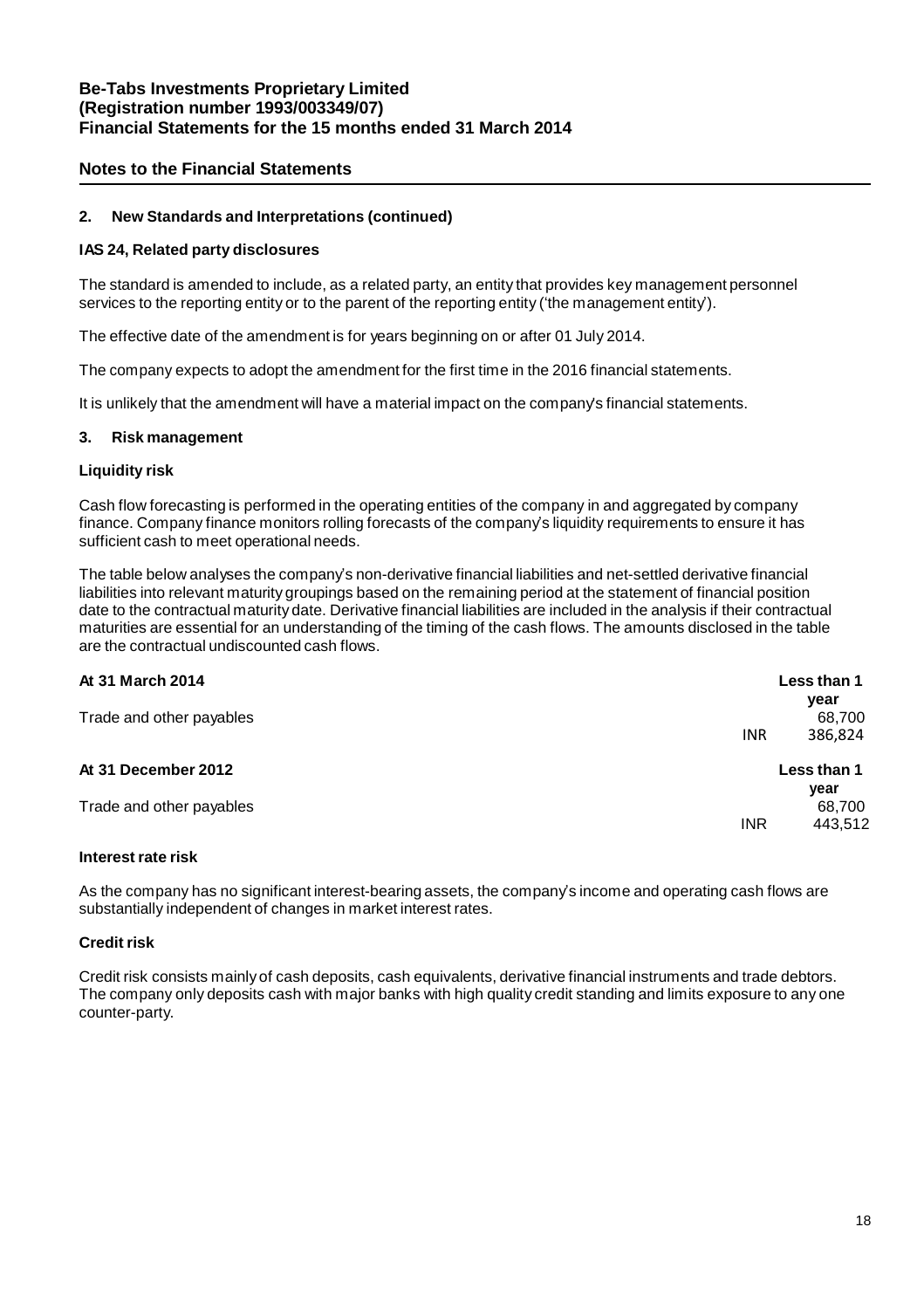## Notes to the Financial Statements

### 2. New Standards and Interpretations (continued)

**IAS 24, Related party disclosures**

The standard is amended to include, as a related party, an entity that provides key management personnel services to the reporting entity or to the parent of the reporting entity ('the management entity').

The effective date of the amendment is for years beginning on or after 01 July 2014.

The company expects to adopt the amendment for the first time in the 2016 financial statements.

It is unlikely that the amendment will have a material impact on the company's financial statements.

### 3. Risk management

**Liquidity risk**

Cash flow forecasting is performed in the operating entities of the company in and aggregated by company finance. Company finance monitors rolling forecasts of the company's liquidity requirements to ensure it has sufficient cash to meet operational needs.

The table below analyses the company's non-derivative financial liabilities and net-settled derivative financial liabilities into relevant maturity groupings based on the remaining period at the statement of financial position date to the contractual maturity date. Derivative financial liabilities are included in the analysis if their contractual maturities are essential for an understanding of the timing of the cash flows. The amounts disclosed in the table are the contractual undiscounted cash flows.

| At 31 March 2014 | | Less than 1 year |
|---|---|---|
| Trade and other payables | | 68,700 |
| | INR | 386,824 |

| At 31 December 2012 | | Less than 1 year |
|---|---|---|
| Trade and other payables | | 68,700 |
| | INR | 443,512 |

**Interest rate risk**

As the company has no significant interest-bearing assets, the company's income and operating cash flows are substantially independent of changes in market interest rates.

**Credit risk**

Credit risk consists mainly of cash deposits, cash equivalents, derivative financial instruments and trade debtors. The company only deposits cash with major banks with high quality credit standing and limits exposure to any one counter-party.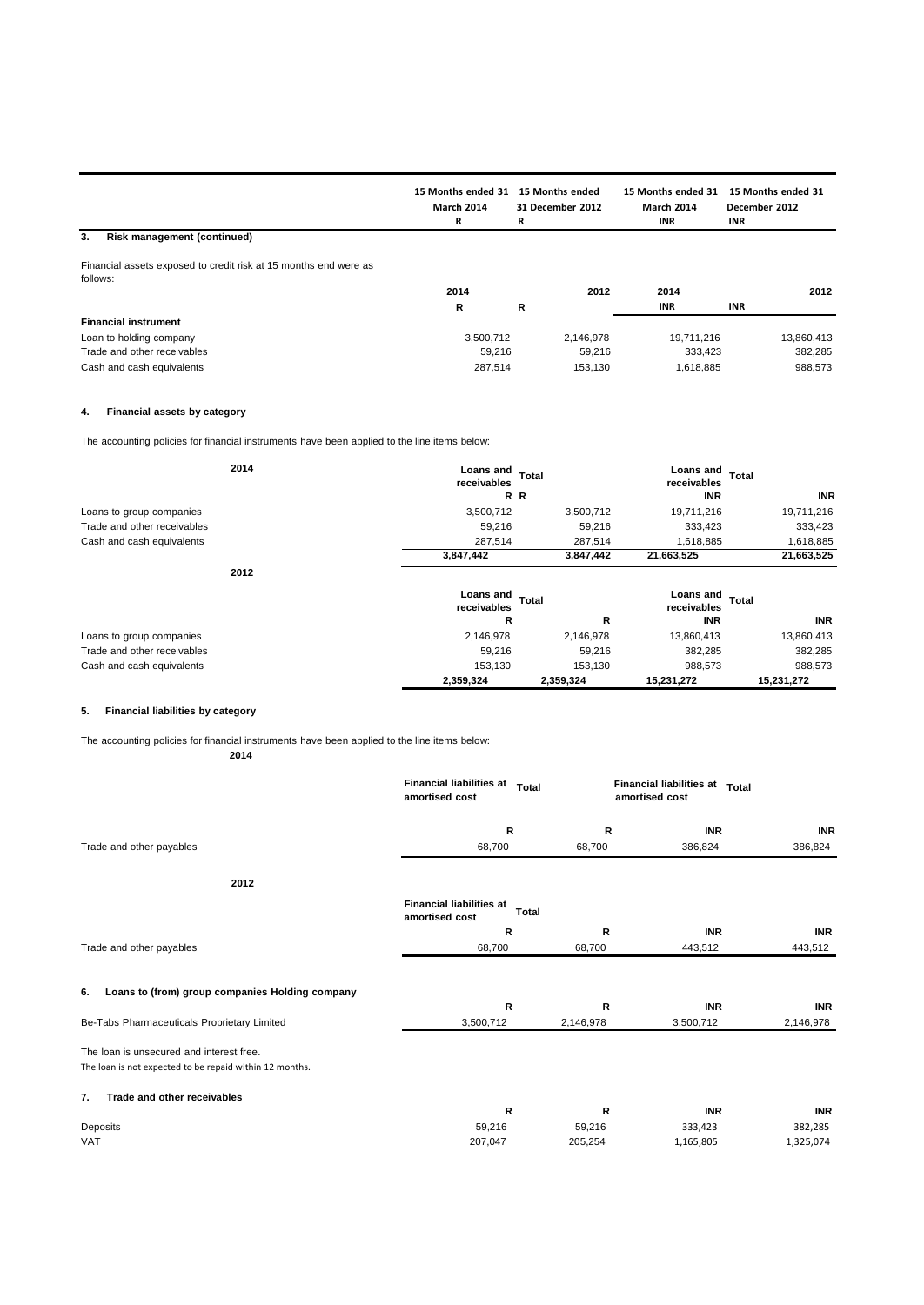| | 15 Months ended 31 March 2014 | 15 Months ended 31 December 2012 | 15 Months ended 31 March 2014 | 15 Months ended 31 December 2012 |
|---|---|---|---|---|
| | R | R | INR | INR |

### 3. Risk management (continued)

Financial assets exposed to credit risk at 15 months end were as follows:

| | 2014 | 2012 | 2014 | 2012 |
|---|---|---|---|---|
| | R | R | INR | INR |
| **Financial instrument** | | | | |
| Loan to holding company | 3,500,712 | 2,146,978 | 19,711,216 | 13,860,413 |
| Trade and other receivables | 59,216 | 59,216 | 333,423 | 382,285 |
| Cash and cash equivalents | 287,514 | 153,130 | 1,618,885 | 988,573 |

### 4. Financial assets by category

The accounting policies for financial instruments have been applied to the line items below:

| 2014 | Loans and receivables | Total | Loans and receivables | Total |
|---|---|---|---|---|
| | R | R | INR | INR |
| Loans to group companies | 3,500,712 | 3,500,712 | 19,711,216 | 19,711,216 |
| Trade and other receivables | 59,216 | 59,216 | 333,423 | 333,423 |
| Cash and cash equivalents | 287,514 | 287,514 | 1,618,885 | 1,618,885 |
| | **3,847,442** | **3,847,442** | **21,663,525** | **21,663,525** |

| 2012 | Loans and receivables | Total | Loans and receivables | Total |
|---|---|---|---|---|
| | R | R | INR | INR |
| Loans to group companies | 2,146,978 | 2,146,978 | 13,860,413 | 13,860,413 |
| Trade and other receivables | 59,216 | 59,216 | 382,285 | 382,285 |
| Cash and cash equivalents | 153,130 | 153,130 | 988,573 | 988,573 |
| | **2,359,324** | **2,359,324** | **15,231,272** | **15,231,272** |

### 5. Financial liabilities by category

The accounting policies for financial instruments have been applied to the line items below:

| 2014 | Financial liabilities at amortised cost | Total | Financial liabilities at amortised cost | Total |
|---|---|---|---|---|
| | R | R | INR | INR |
| Trade and other payables | 68,700 | 68,700 | 386,824 | 386,824 |

| 2012 | Financial liabilities at amortised cost | Total | | |
|---|---|---|---|---|
| | R | R | INR | INR |
| Trade and other payables | 68,700 | 68,700 | 443,512 | 443,512 |

### 6. Loans to (from) group companies Holding company

| | R | R | INR | INR |
|---|---|---|---|---|
| Be-Tabs Pharmaceuticals Proprietary Limited | 3,500,712 | 2,146,978 | 3,500,712 | 2,146,978 |

The loan is unsecured and interest free.
The loan is not expected to be repaid within 12 months.

### 7. Trade and other receivables

| | R | R | INR | INR |
|---|---|---|---|---|
| Deposits | 59,216 | 59,216 | 333,423 | 382,285 |
| VAT | 207,047 | 205,254 | 1,165,805 | 1,325,074 |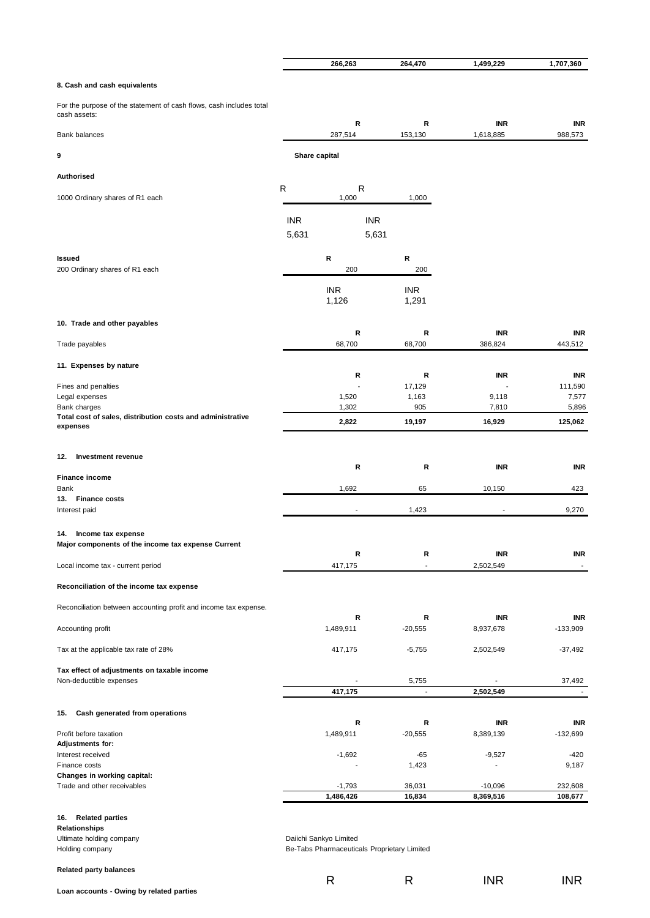| | 266,263 | 264,470 | 1,499,229 | 1,707,360 |
|---|---|---|---|---|

**8. Cash and cash equivalents**

For the purpose of the statement of cash flows, cash includes total cash assets:

| | R | R | INR | INR |
|---|---|---|---|---|
| Bank balances | 287,514 | 153,130 | 1,618,885 | 988,573 |

**9** **Share capital**

**Authorised**

| | R | R |
|---|---|---|
| 1000 Ordinary shares of R1 each | 1,000 | 1,000 |
| | INR | INR |
| | 5,631 | 5,631 |

| **Issued** | R | R |
|---|---|---|
| 200 Ordinary shares of R1 each | 200 | 200 |
| | INR | INR |
| | 1,126 | 1,291 |

**10. Trade and other payables**

| | R | R | INR | INR |
|---|---|---|---|---|
| Trade payables | 68,700 | 68,700 | 386,824 | 443,512 |

**11. Expenses by nature**

| | R | R | INR | INR |
|---|---|---|---|---|
| Fines and penalties | - | 17,129 | - | 111,590 |
| Legal expenses | 1,520 | 1,163 | 9,118 | 7,577 |
| Bank charges | 1,302 | 905 | 7,810 | 5,896 |
| **Total cost of sales, distribution costs and administrative expenses** | **2,822** | **19,197** | **16,929** | **125,062** |

**12. Investment revenue**

| | R | R | INR | INR |
|---|---|---|---|---|
| **Finance income** | | | | |
| Bank | 1,692 | 65 | 10,150 | 423 |

**13. Finance costs**

| | | | | |
|---|---|---|---|---|
| Interest paid | - | 1,423 | - | 9,270 |

**14. Income tax expense**

**Major components of the income tax expense Current**

| | R | R | INR | INR |
|---|---|---|---|---|
| Local income tax - current period | 417,175 | - | 2,502,549 | - |

**Reconciliation of the income tax expense**

Reconciliation between accounting profit and income tax expense.

| | R | R | INR | INR |
|---|---|---|---|---|
| Accounting profit | 1,489,911 | -20,555 | 8,937,678 | -133,909 |
| Tax at the applicable tax rate of 28% | 417,175 | -5,755 | 2,502,549 | -37,492 |
| **Tax effect of adjustments on taxable income** | | | | |
| Non-deductible expenses | - | 5,755 | - | 37,492 |
| | **417,175** | - | **2,502,549** | - |

**15. Cash generated from operations**

| | R | R | INR | INR |
|---|---|---|---|---|
| Profit before taxation | 1,489,911 | -20,555 | 8,389,139 | -132,699 |
| **Adjustments for:** | | | | |
| Interest received | -1,692 | -65 | -9,527 | -420 |
| Finance costs | - | 1,423 | - | 9,187 |
| **Changes in working capital:** | | | | |
| Trade and other receivables | -1,793 | 36,031 | -10,096 | 232,608 |
| | **1,486,426** | **16,834** | **8,369,516** | **108,677** |

**16. Related parties**

**Relationships**

Ultimate holding company — Daiichi Sankyo Limited

Holding company — Be-Tabs Pharmaceuticals Proprietary Limited

**Related party balances**

| | R | R | INR | INR |
|---|---|---|---|---|
| **Loan accounts - Owing by related parties** | | | | |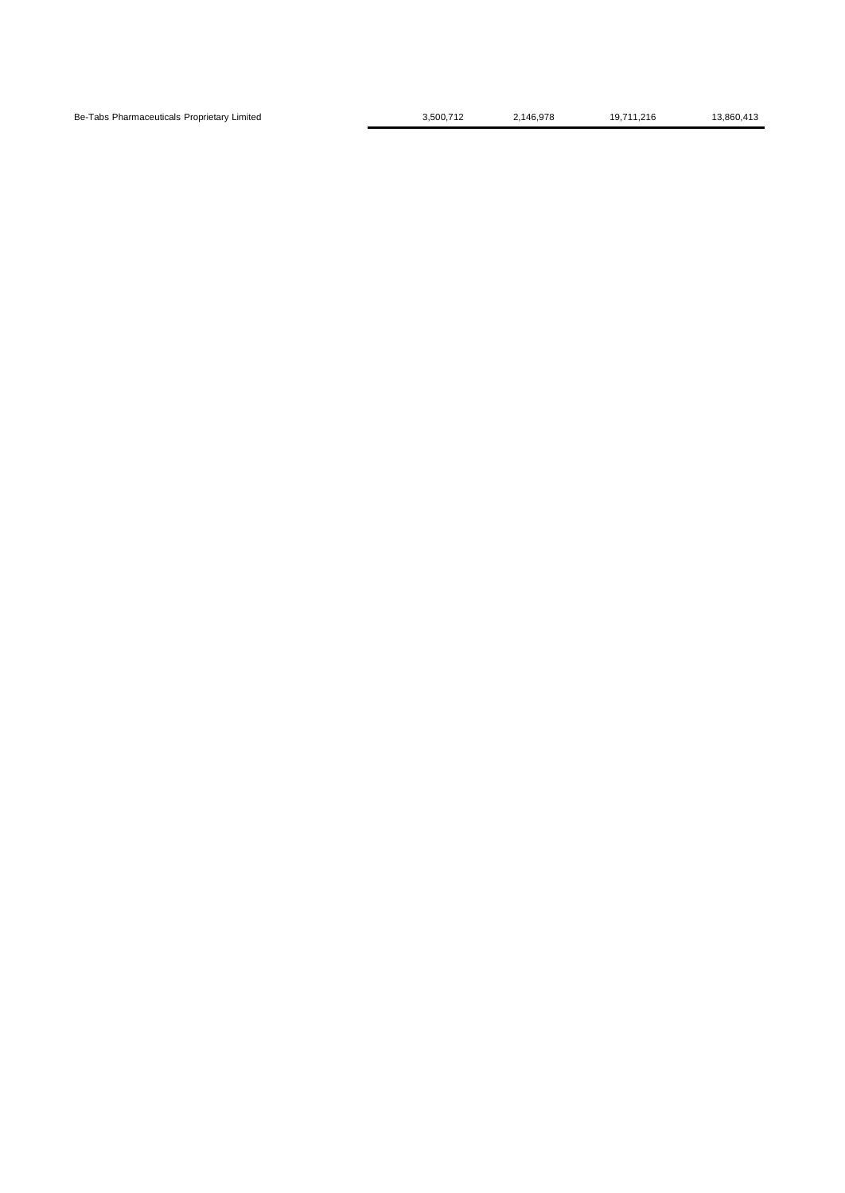| | | | | |
|---|---|---|---|---|
| Be-Tabs Pharmaceuticals Proprietary Limited | 3,500,712 | 2,146,978 | 19,711,216 | 13,860,413 |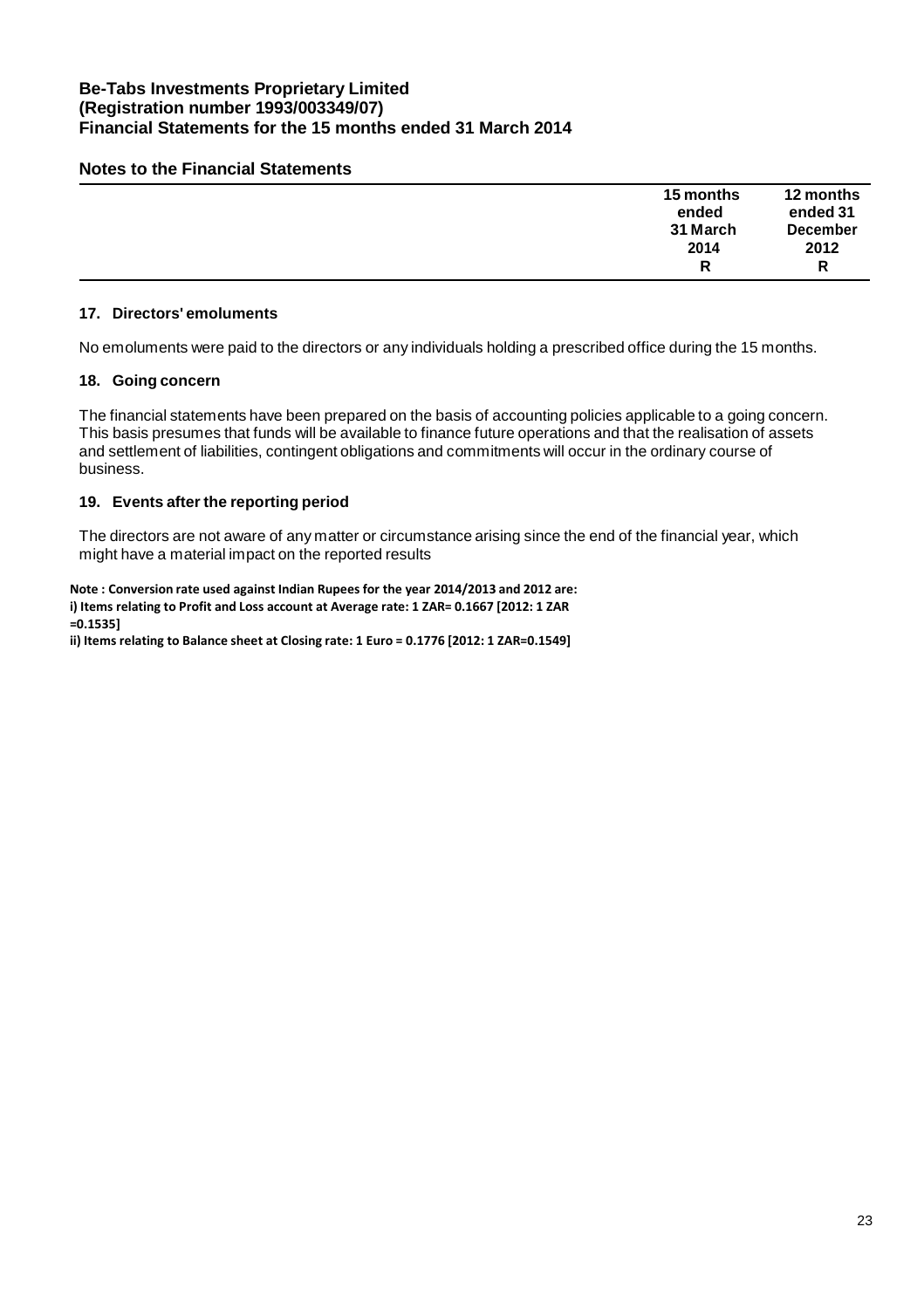# Be-Tabs Investments Proprietary Limited
## (Registration number 1993/003349/07)
## Financial Statements for the 15 months ended 31 March 2014

## Notes to the Financial Statements

| | 15 months ended 31 March 2014 R | 12 months ended 31 December 2012 R |
|---|---|---|

### 17. Directors' emoluments

No emoluments were paid to the directors or any individuals holding a prescribed office during the 15 months.

### 18. Going concern

The financial statements have been prepared on the basis of accounting policies applicable to a going concern. This basis presumes that funds will be available to finance future operations and that the realisation of assets and settlement of liabilities, contingent obligations and commitments will occur in the ordinary course of business.

### 19. Events after the reporting period

The directors are not aware of any matter or circumstance arising since the end of the financial year, which might have a material impact on the reported results

**Note : Conversion rate used against Indian Rupees for the year 2014/2013 and 2012 are:**
**i) Items relating to Profit and Loss account at Average rate: 1 ZAR= 0.1667 [2012: 1 ZAR =0.1535]**
**ii) Items relating to Balance sheet at Closing rate: 1 Euro = 0.1776 [2012: 1 ZAR=0.1549]**